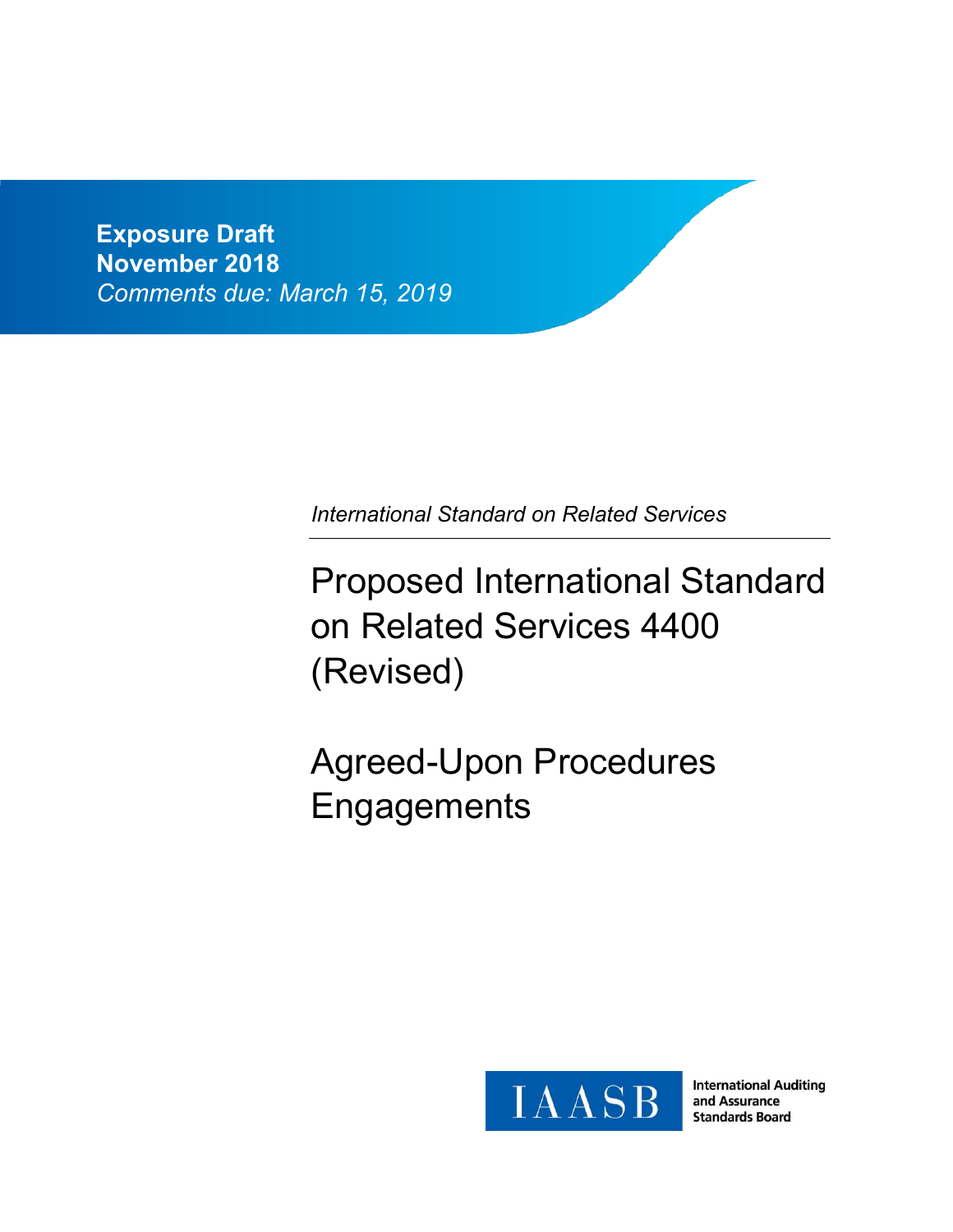**Exposure Draft**
**November 2018**
*Comments due: March 15, 2019*

*International Standard on Related Services*

# Proposed International Standard on Related Services 4400 (Revised)

# Agreed-Upon Procedures Engagements

IAASB

International Auditing and Assurance Standards Board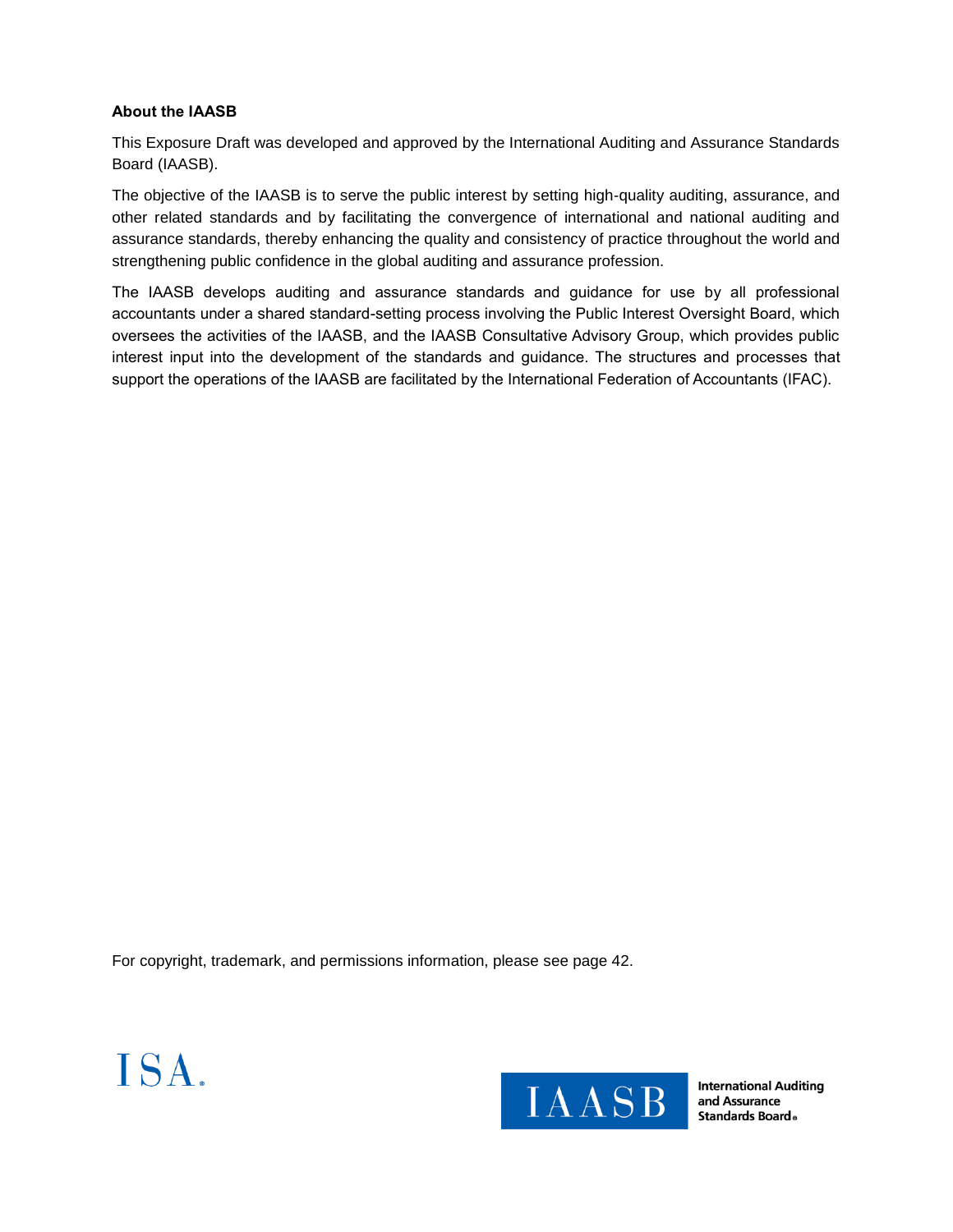**About the IAASB**

This Exposure Draft was developed and approved by the International Auditing and Assurance Standards Board (IAASB).

The objective of the IAASB is to serve the public interest by setting high-quality auditing, assurance, and other related standards and by facilitating the convergence of international and national auditing and assurance standards, thereby enhancing the quality and consistency of practice throughout the world and strengthening public confidence in the global auditing and assurance profession.

The IAASB develops auditing and assurance standards and guidance for use by all professional accountants under a shared standard-setting process involving the Public Interest Oversight Board, which oversees the activities of the IAASB, and the IAASB Consultative Advisory Group, which provides public interest input into the development of the standards and guidance. The structures and processes that support the operations of the IAASB are facilitated by the International Federation of Accountants (IFAC).

For copyright, trademark, and permissions information, please see page 42.

ISA®

IAASB International Auditing and Assurance Standards Board®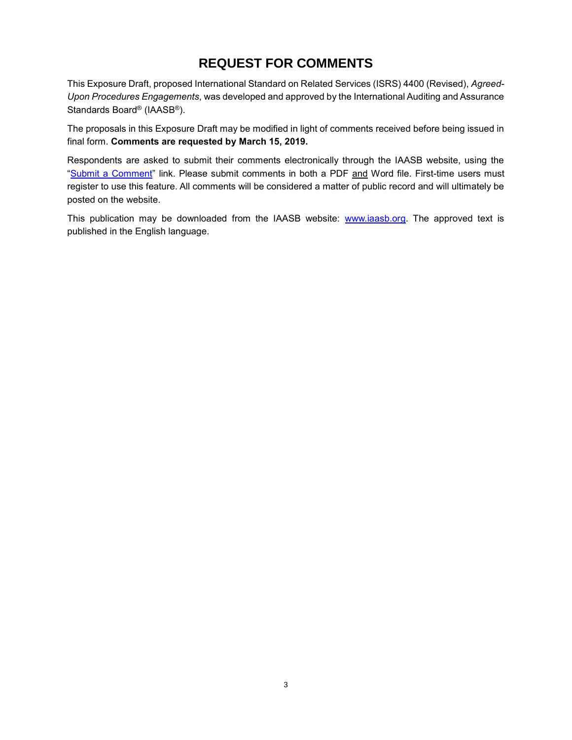# REQUEST FOR COMMENTS

This Exposure Draft, proposed International Standard on Related Services (ISRS) 4400 (Revised), *Agreed-Upon Procedures Engagements*, was developed and approved by the International Auditing and Assurance Standards Board® (IAASB®).

The proposals in this Exposure Draft may be modified in light of comments received before being issued in final form. **Comments are requested by March 15, 2019.**

Respondents are asked to submit their comments electronically through the IAASB website, using the "Submit a Comment" link. Please submit comments in both a PDF and Word file. First-time users must register to use this feature. All comments will be considered a matter of public record and will ultimately be posted on the website.

This publication may be downloaded from the IAASB website: www.iaasb.org. The approved text is published in the English language.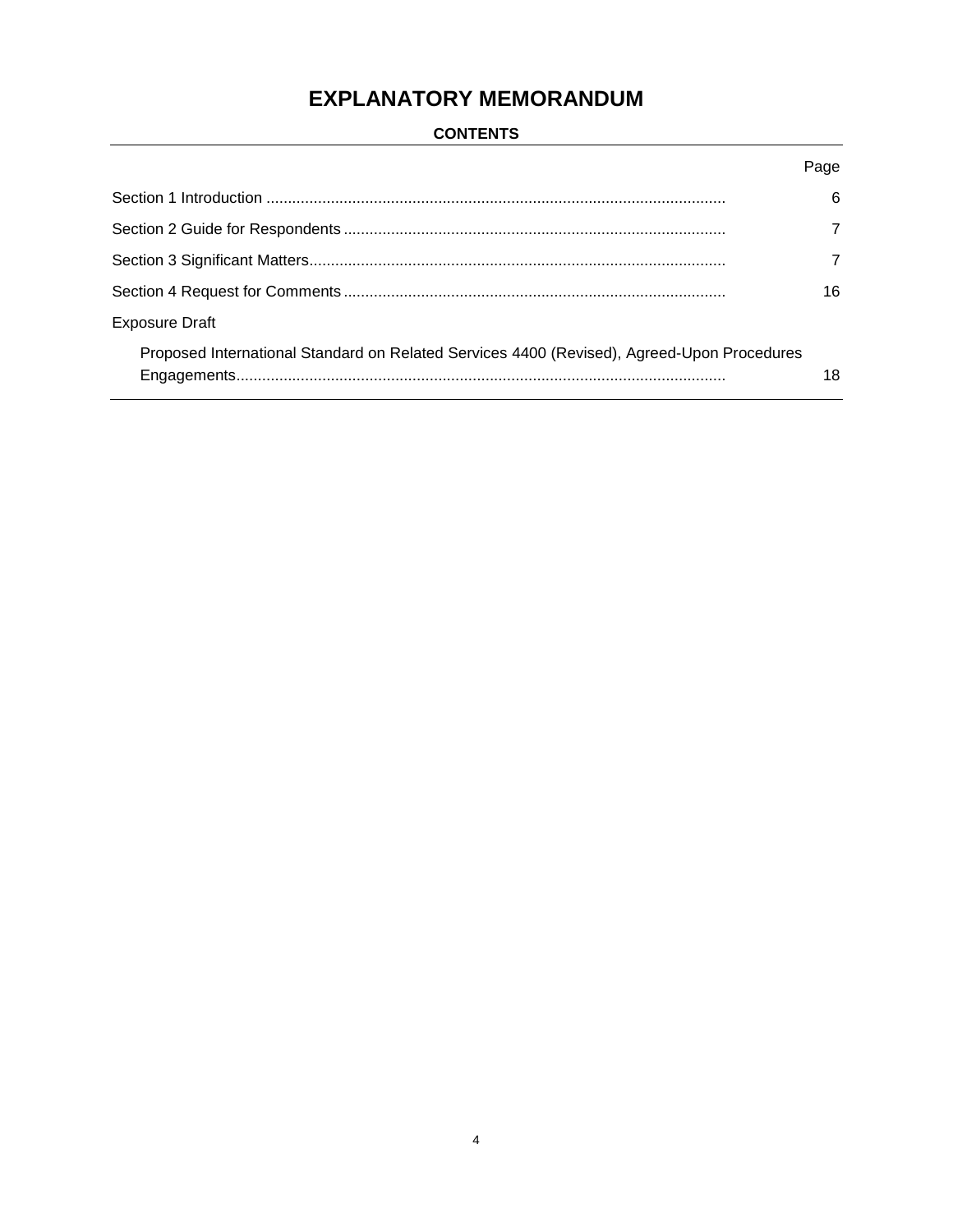# EXPLANATORY MEMORANDUM

## CONTENTS

| | Page |
|---|---|
| Section 1 Introduction | 6 |
| Section 2 Guide for Respondents | 7 |
| Section 3 Significant Matters | 7 |
| Section 4 Request for Comments | 16 |
| Exposure Draft | |
| Proposed International Standard on Related Services 4400 (Revised), Agreed-Upon Procedures Engagements | 18 |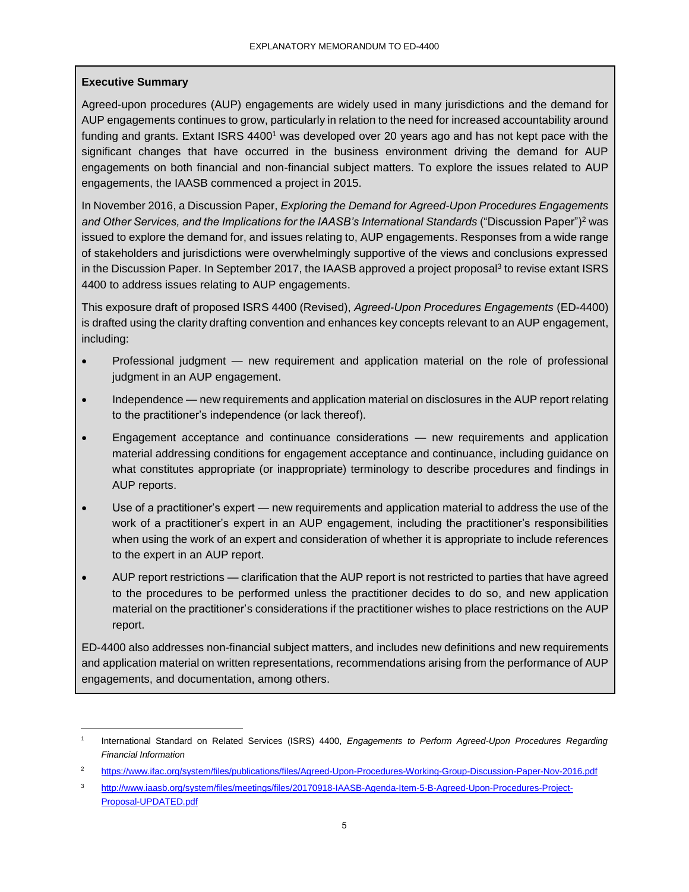**Executive Summary**

Agreed-upon procedures (AUP) engagements are widely used in many jurisdictions and the demand for AUP engagements continues to grow, particularly in relation to the need for increased accountability around funding and grants. Extant ISRS 4400[1] was developed over 20 years ago and has not kept pace with the significant changes that have occurred in the business environment driving the demand for AUP engagements on both financial and non-financial subject matters. To explore the issues related to AUP engagements, the IAASB commenced a project in 2015.

In November 2016, a Discussion Paper, *Exploring the Demand for Agreed-Upon Procedures Engagements and Other Services, and the Implications for the IAASB's International Standards* ("Discussion Paper")[2] was issued to explore the demand for, and issues relating to, AUP engagements. Responses from a wide range of stakeholders and jurisdictions were overwhelmingly supportive of the views and conclusions expressed in the Discussion Paper. In September 2017, the IAASB approved a project proposal[3] to revise extant ISRS 4400 to address issues relating to AUP engagements.

This exposure draft of proposed ISRS 4400 (Revised), *Agreed-Upon Procedures Engagements* (ED-4400) is drafted using the clarity drafting convention and enhances key concepts relevant to an AUP engagement, including:

- Professional judgment — new requirement and application material on the role of professional judgment in an AUP engagement.
- Independence — new requirements and application material on disclosures in the AUP report relating to the practitioner's independence (or lack thereof).
- Engagement acceptance and continuance considerations — new requirements and application material addressing conditions for engagement acceptance and continuance, including guidance on what constitutes appropriate (or inappropriate) terminology to describe procedures and findings in AUP reports.
- Use of a practitioner's expert — new requirements and application material to address the use of the work of a practitioner's expert in an AUP engagement, including the practitioner's responsibilities when using the work of an expert and consideration of whether it is appropriate to include references to the expert in an AUP report.
- AUP report restrictions — clarification that the AUP report is not restricted to parties that have agreed to the procedures to be performed unless the practitioner decides to do so, and new application material on the practitioner's considerations if the practitioner wishes to place restrictions on the AUP report.

ED-4400 also addresses non-financial subject matters, and includes new definitions and new requirements and application material on written representations, recommendations arising from the performance of AUP engagements, and documentation, among others.

---

[1] International Standard on Related Services (ISRS) 4400, *Engagements to Perform Agreed-Upon Procedures Regarding Financial Information*

[2] https://www.ifac.org/system/files/publications/files/Agreed-Upon-Procedures-Working-Group-Discussion-Paper-Nov-2016.pdf

[3] http://www.iaasb.org/system/files/meetings/files/20170918-IAASB-Agenda-Item-5-B-Agreed-Upon-Procedures-Project-Proposal-UPDATED.pdf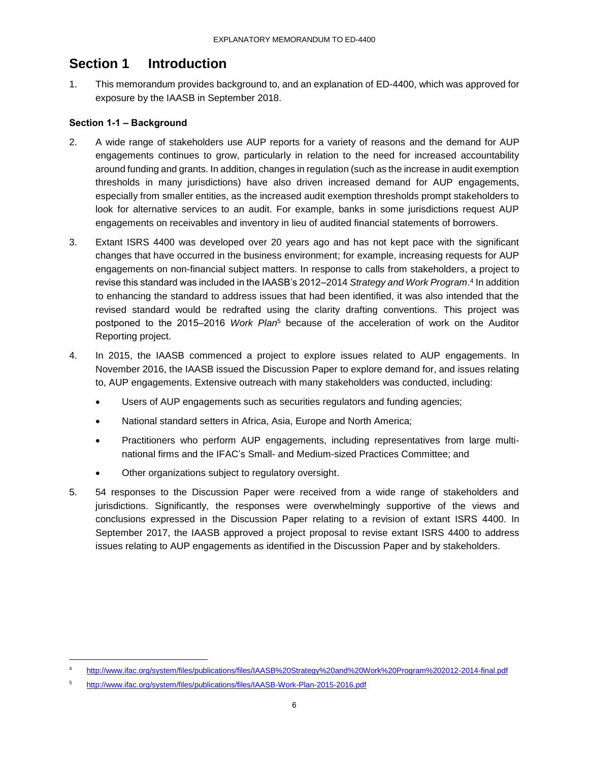# Section 1 Introduction

1. This memorandum provides background to, and an explanation of ED-4400, which was approved for exposure by the IAASB in September 2018.

### Section 1-1 – Background

2. A wide range of stakeholders use AUP reports for a variety of reasons and the demand for AUP engagements continues to grow, particularly in relation to the need for increased accountability around funding and grants. In addition, changes in regulation (such as the increase in audit exemption thresholds in many jurisdictions) have also driven increased demand for AUP engagements, especially from smaller entities, as the increased audit exemption thresholds prompt stakeholders to look for alternative services to an audit. For example, banks in some jurisdictions request AUP engagements on receivables and inventory in lieu of audited financial statements of borrowers.

3. Extant ISRS 4400 was developed over 20 years ago and has not kept pace with the significant changes that have occurred in the business environment; for example, increasing requests for AUP engagements on non-financial subject matters. In response to calls from stakeholders, a project to revise this standard was included in the IAASB's 2012–2014 *Strategy and Work Program*.[4] In addition to enhancing the standard to address issues that had been identified, it was also intended that the revised standard would be redrafted using the clarity drafting conventions. This project was postponed to the 2015–2016 *Work Plan*[5] because of the acceleration of work on the Auditor Reporting project.

4. In 2015, the IAASB commenced a project to explore issues related to AUP engagements. In November 2016, the IAASB issued the Discussion Paper to explore demand for, and issues relating to, AUP engagements. Extensive outreach with many stakeholders was conducted, including:
   - Users of AUP engagements such as securities regulators and funding agencies;
   - National standard setters in Africa, Asia, Europe and North America;
   - Practitioners who perform AUP engagements, including representatives from large multi-national firms and the IFAC's Small- and Medium-sized Practices Committee; and
   - Other organizations subject to regulatory oversight.

5. 54 responses to the Discussion Paper were received from a wide range of stakeholders and jurisdictions. Significantly, the responses were overwhelmingly supportive of the views and conclusions expressed in the Discussion Paper relating to a revision of extant ISRS 4400. In September 2017, the IAASB approved a project proposal to revise extant ISRS 4400 to address issues relating to AUP engagements as identified in the Discussion Paper and by stakeholders.

---

[4] http://www.ifac.org/system/files/publications/files/IAASB%20Strategy%20and%20Work%20Program%202012-2014-final.pdf

[5] http://www.ifac.org/system/files/publications/files/IAASB-Work-Plan-2015-2016.pdf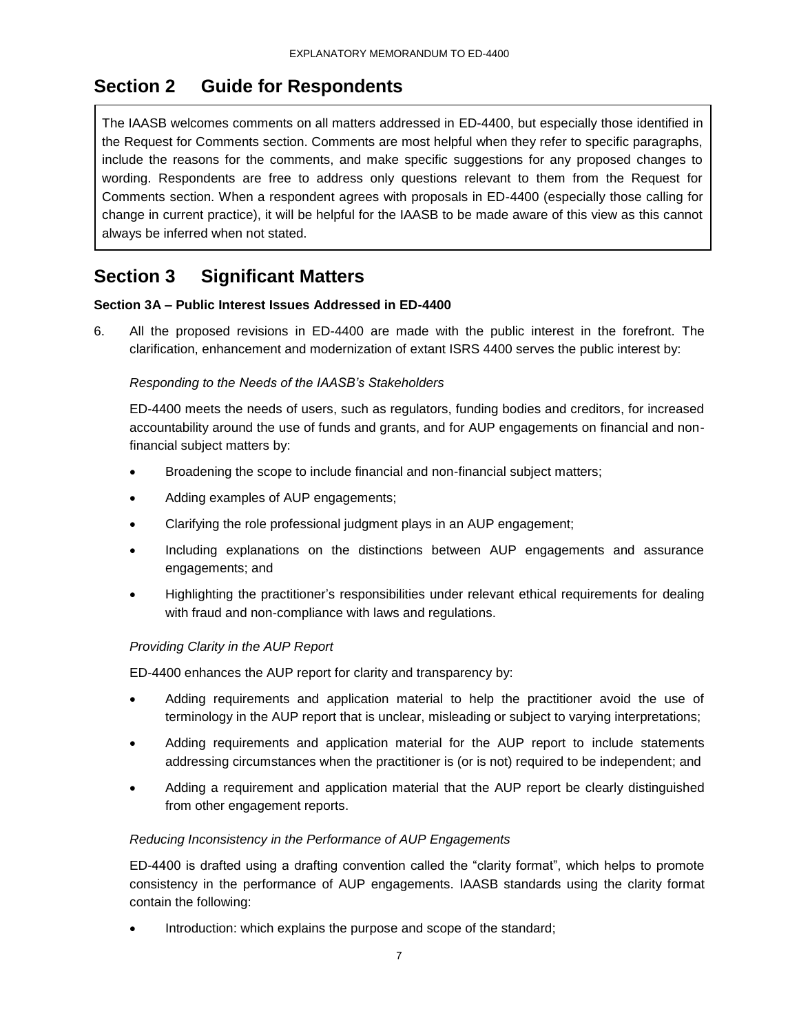## Section 2 Guide for Respondents

The IAASB welcomes comments on all matters addressed in ED-4400, but especially those identified in the Request for Comments section. Comments are most helpful when they refer to specific paragraphs, include the reasons for the comments, and make specific suggestions for any proposed changes to wording. Respondents are free to address only questions relevant to them from the Request for Comments section. When a respondent agrees with proposals in ED-4400 (especially those calling for change in current practice), it will be helpful for the IAASB to be made aware of this view as this cannot always be inferred when not stated.

## Section 3 Significant Matters

**Section 3A – Public Interest Issues Addressed in ED-4400**

6. All the proposed revisions in ED-4400 are made with the public interest in the forefront. The clarification, enhancement and modernization of extant ISRS 4400 serves the public interest by:

   *Responding to the Needs of the IAASB's Stakeholders*

   ED-4400 meets the needs of users, such as regulators, funding bodies and creditors, for increased accountability around the use of funds and grants, and for AUP engagements on financial and non-financial subject matters by:

   - Broadening the scope to include financial and non-financial subject matters;
   - Adding examples of AUP engagements;
   - Clarifying the role professional judgment plays in an AUP engagement;
   - Including explanations on the distinctions between AUP engagements and assurance engagements; and
   - Highlighting the practitioner's responsibilities under relevant ethical requirements for dealing with fraud and non-compliance with laws and regulations.

   *Providing Clarity in the AUP Report*

   ED-4400 enhances the AUP report for clarity and transparency by:

   - Adding requirements and application material to help the practitioner avoid the use of terminology in the AUP report that is unclear, misleading or subject to varying interpretations;
   - Adding requirements and application material for the AUP report to include statements addressing circumstances when the practitioner is (or is not) required to be independent; and
   - Adding a requirement and application material that the AUP report be clearly distinguished from other engagement reports.

   *Reducing Inconsistency in the Performance of AUP Engagements*

   ED-4400 is drafted using a drafting convention called the "clarity format", which helps to promote consistency in the performance of AUP engagements. IAASB standards using the clarity format contain the following:

   - Introduction: which explains the purpose and scope of the standard;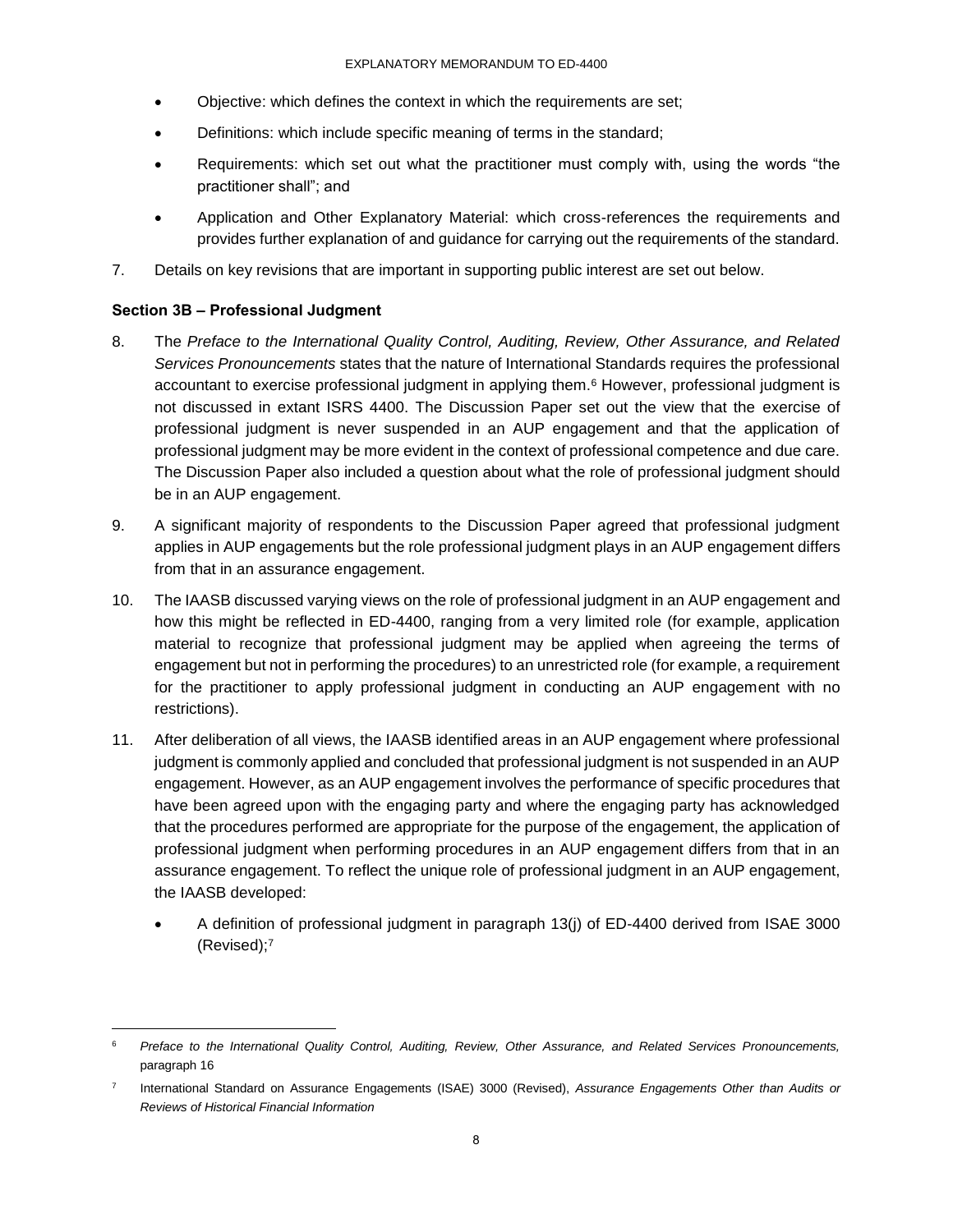- Objective: which defines the context in which the requirements are set;
- Definitions: which include specific meaning of terms in the standard;
- Requirements: which set out what the practitioner must comply with, using the words "the practitioner shall"; and
- Application and Other Explanatory Material: which cross-references the requirements and provides further explanation of and guidance for carrying out the requirements of the standard.

7. Details on key revisions that are important in supporting public interest are set out below.

**Section 3B – Professional Judgment**

8. The *Preface to the International Quality Control, Auditing, Review, Other Assurance, and Related Services Pronouncements* states that the nature of International Standards requires the professional accountant to exercise professional judgment in applying them.[6] However, professional judgment is not discussed in extant ISRS 4400. The Discussion Paper set out the view that the exercise of professional judgment is never suspended in an AUP engagement and that the application of professional judgment may be more evident in the context of professional competence and due care. The Discussion Paper also included a question about what the role of professional judgment should be in an AUP engagement.

9. A significant majority of respondents to the Discussion Paper agreed that professional judgment applies in AUP engagements but the role professional judgment plays in an AUP engagement differs from that in an assurance engagement.

10. The IAASB discussed varying views on the role of professional judgment in an AUP engagement and how this might be reflected in ED-4400, ranging from a very limited role (for example, application material to recognize that professional judgment may be applied when agreeing the terms of engagement but not in performing the procedures) to an unrestricted role (for example, a requirement for the practitioner to apply professional judgment in conducting an AUP engagement with no restrictions).

11. After deliberation of all views, the IAASB identified areas in an AUP engagement where professional judgment is commonly applied and concluded that professional judgment is not suspended in an AUP engagement. However, as an AUP engagement involves the performance of specific procedures that have been agreed upon with the engaging party and where the engaging party has acknowledged that the procedures performed are appropriate for the purpose of the engagement, the application of professional judgment when performing procedures in an AUP engagement differs from that in an assurance engagement. To reflect the unique role of professional judgment in an AUP engagement, the IAASB developed:

    - A definition of professional judgment in paragraph 13(j) of ED-4400 derived from ISAE 3000 (Revised);[7]

---

[6] *Preface to the International Quality Control, Auditing, Review, Other Assurance, and Related Services Pronouncements,* paragraph 16

[7] International Standard on Assurance Engagements (ISAE) 3000 (Revised), *Assurance Engagements Other than Audits or Reviews of Historical Financial Information*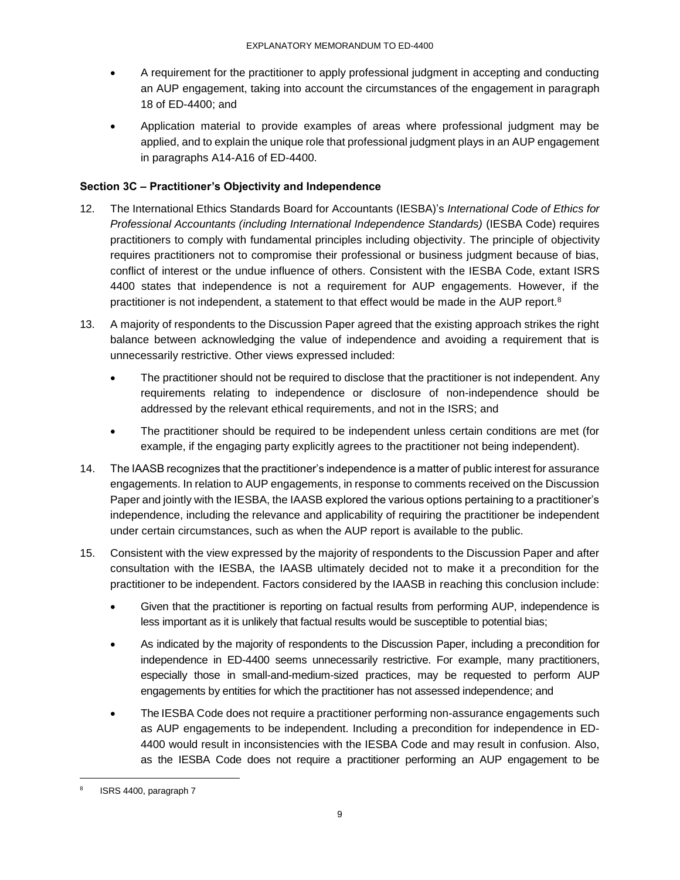- A requirement for the practitioner to apply professional judgment in accepting and conducting an AUP engagement, taking into account the circumstances of the engagement in paragraph 18 of ED-4400; and
- Application material to provide examples of areas where professional judgment may be applied, and to explain the unique role that professional judgment plays in an AUP engagement in paragraphs A14-A16 of ED-4400.

**Section 3C – Practitioner's Objectivity and Independence**

12. The International Ethics Standards Board for Accountants (IESBA)'s *International Code of Ethics for Professional Accountants (including International Independence Standards)* (IESBA Code) requires practitioners to comply with fundamental principles including objectivity. The principle of objectivity requires practitioners not to compromise their professional or business judgment because of bias, conflict of interest or the undue influence of others. Consistent with the IESBA Code, extant ISRS 4400 states that independence is not a requirement for AUP engagements. However, if the practitioner is not independent, a statement to that effect would be made in the AUP report.[8]

13. A majority of respondents to the Discussion Paper agreed that the existing approach strikes the right balance between acknowledging the value of independence and avoiding a requirement that is unnecessarily restrictive. Other views expressed included:
    - The practitioner should not be required to disclose that the practitioner is not independent. Any requirements relating to independence or disclosure of non-independence should be addressed by the relevant ethical requirements, and not in the ISRS; and
    - The practitioner should be required to be independent unless certain conditions are met (for example, if the engaging party explicitly agrees to the practitioner not being independent).

14. The IAASB recognizes that the practitioner's independence is a matter of public interest for assurance engagements. In relation to AUP engagements, in response to comments received on the Discussion Paper and jointly with the IESBA, the IAASB explored the various options pertaining to a practitioner's independence, including the relevance and applicability of requiring the practitioner be independent under certain circumstances, such as when the AUP report is available to the public.

15. Consistent with the view expressed by the majority of respondents to the Discussion Paper and after consultation with the IESBA, the IAASB ultimately decided not to make it a precondition for the practitioner to be independent. Factors considered by the IAASB in reaching this conclusion include:
    - Given that the practitioner is reporting on factual results from performing AUP, independence is less important as it is unlikely that factual results would be susceptible to potential bias;
    - As indicated by the majority of respondents to the Discussion Paper, including a precondition for independence in ED-4400 seems unnecessarily restrictive. For example, many practitioners, especially those in small-and-medium-sized practices, may be requested to perform AUP engagements by entities for which the practitioner has not assessed independence; and
    - The IESBA Code does not require a practitioner performing non-assurance engagements such as AUP engagements to be independent. Including a precondition for independence in ED-4400 would result in inconsistencies with the IESBA Code and may result in confusion. Also, as the IESBA Code does not require a practitioner performing an AUP engagement to be

[8] ISRS 4400, paragraph 7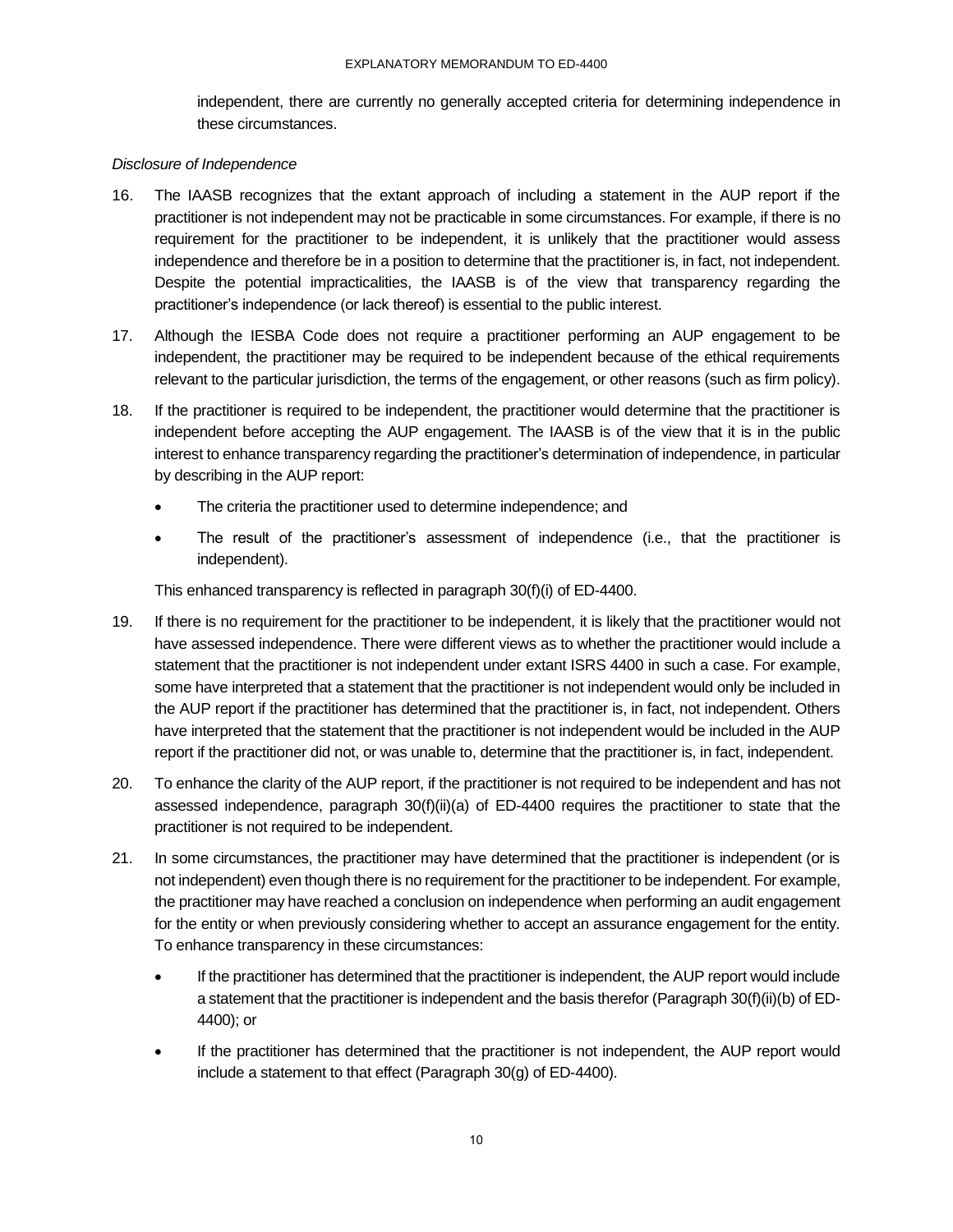independent, there are currently no generally accepted criteria for determining independence in these circumstances.

*Disclosure of Independence*

16. The IAASB recognizes that the extant approach of including a statement in the AUP report if the practitioner is not independent may not be practicable in some circumstances. For example, if there is no requirement for the practitioner to be independent, it is unlikely that the practitioner would assess independence and therefore be in a position to determine that the practitioner is, in fact, not independent. Despite the potential impracticalities, the IAASB is of the view that transparency regarding the practitioner's independence (or lack thereof) is essential to the public interest.

17. Although the IESBA Code does not require a practitioner performing an AUP engagement to be independent, the practitioner may be required to be independent because of the ethical requirements relevant to the particular jurisdiction, the terms of the engagement, or other reasons (such as firm policy).

18. If the practitioner is required to be independent, the practitioner would determine that the practitioner is independent before accepting the AUP engagement. The IAASB is of the view that it is in the public interest to enhance transparency regarding the practitioner's determination of independence, in particular by describing in the AUP report:

    - The criteria the practitioner used to determine independence; and
    - The result of the practitioner's assessment of independence (i.e., that the practitioner is independent).

    This enhanced transparency is reflected in paragraph 30(f)(i) of ED-4400.

19. If there is no requirement for the practitioner to be independent, it is likely that the practitioner would not have assessed independence. There were different views as to whether the practitioner would include a statement that the practitioner is not independent under extant ISRS 4400 in such a case. For example, some have interpreted that a statement that the practitioner is not independent would only be included in the AUP report if the practitioner has determined that the practitioner is, in fact, not independent. Others have interpreted that the statement that the practitioner is not independent would be included in the AUP report if the practitioner did not, or was unable to, determine that the practitioner is, in fact, independent.

20. To enhance the clarity of the AUP report, if the practitioner is not required to be independent and has not assessed independence, paragraph 30(f)(ii)(a) of ED-4400 requires the practitioner to state that the practitioner is not required to be independent.

21. In some circumstances, the practitioner may have determined that the practitioner is independent (or is not independent) even though there is no requirement for the practitioner to be independent. For example, the practitioner may have reached a conclusion on independence when performing an audit engagement for the entity or when previously considering whether to accept an assurance engagement for the entity. To enhance transparency in these circumstances:

    - If the practitioner has determined that the practitioner is independent, the AUP report would include a statement that the practitioner is independent and the basis therefor (Paragraph 30(f)(ii)(b) of ED-4400); or
    - If the practitioner has determined that the practitioner is not independent, the AUP report would include a statement to that effect (Paragraph 30(g) of ED-4400).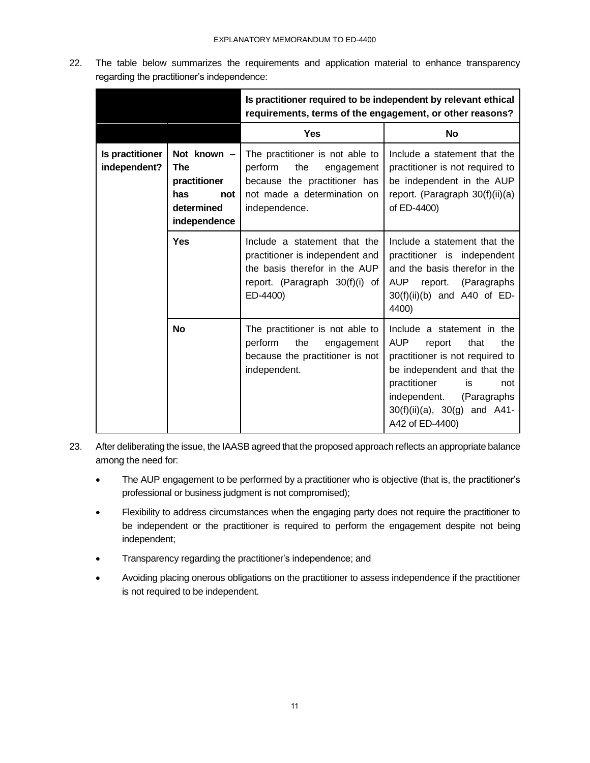22. The table below summarizes the requirements and application material to enhance transparency regarding the practitioner's independence:

| | | **Is practitioner required to be independent by relevant ethical requirements, terms of the engagement, or other reasons?** | |
|---|---|---|---|
| | | **Yes** | **No** |
| **Is practitioner independent?** | **Not known – The practitioner has not determined independence** | The practitioner is not able to perform the engagement because the practitioner has not made a determination on independence. | Include a statement that the practitioner is not required to be independent in the AUP report. (Paragraph 30(f)(ii)(a) of ED-4400) |
| | **Yes** | Include a statement that the practitioner is independent and the basis therefor in the AUP report. (Paragraph 30(f)(i) of ED-4400) | Include a statement that the practitioner is independent and the basis therefor in the AUP report. (Paragraphs 30(f)(ii)(b) and A40 of ED-4400) |
| | **No** | The practitioner is not able to perform the engagement because the practitioner is not independent. | Include a statement in the AUP report that the practitioner is not required to be independent and that the practitioner is not independent. (Paragraphs 30(f)(ii)(a), 30(g) and A41-A42 of ED-4400) |

23. After deliberating the issue, the IAASB agreed that the proposed approach reflects an appropriate balance among the need for:

    - The AUP engagement to be performed by a practitioner who is objective (that is, the practitioner's professional or business judgment is not compromised);
    - Flexibility to address circumstances when the engaging party does not require the practitioner to be independent or the practitioner is required to perform the engagement despite not being independent;
    - Transparency regarding the practitioner's independence; and
    - Avoiding placing onerous obligations on the practitioner to assess independence if the practitioner is not required to be independent.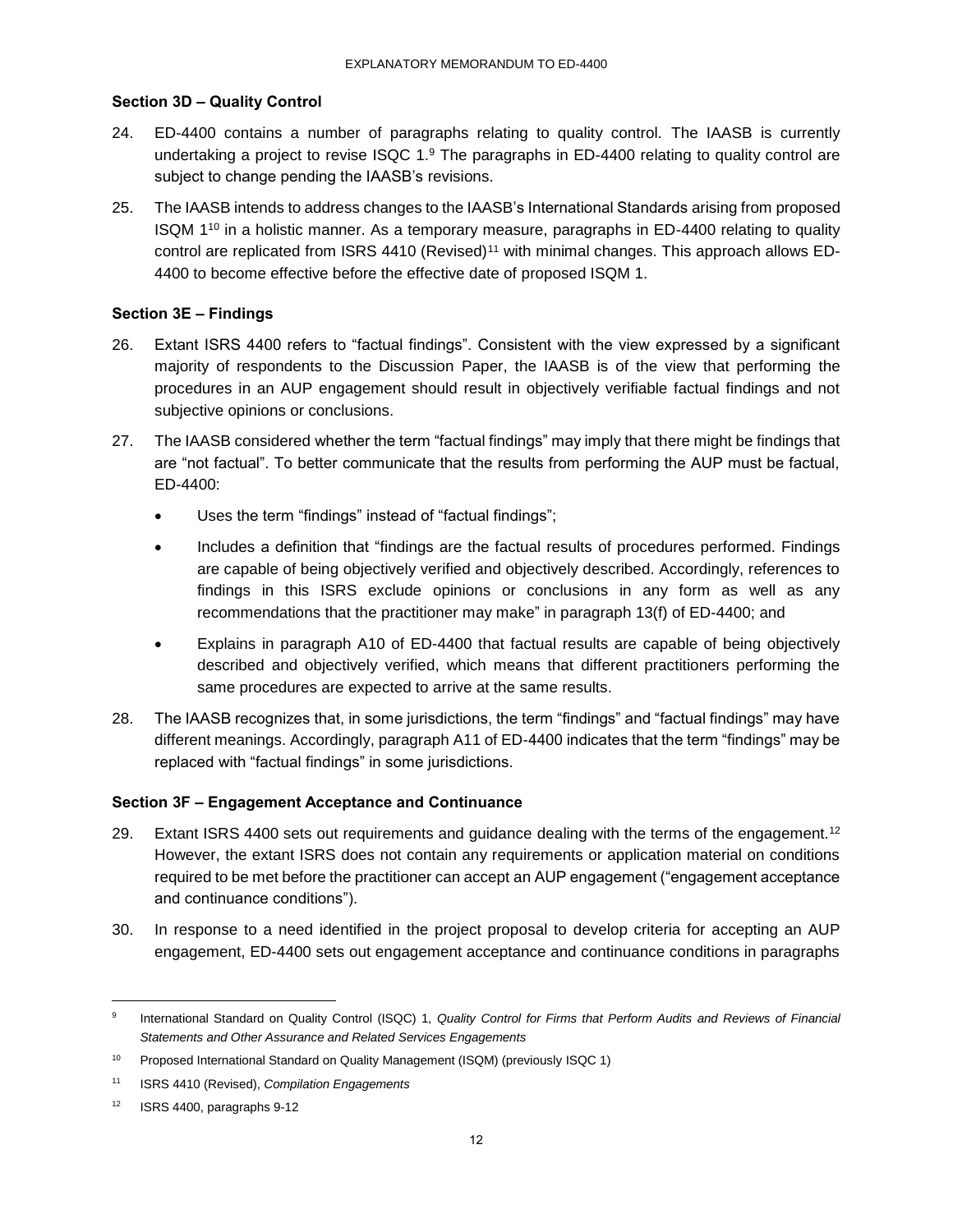### Section 3D – Quality Control

24. ED-4400 contains a number of paragraphs relating to quality control. The IAASB is currently undertaking a project to revise ISQC 1.[9] The paragraphs in ED-4400 relating to quality control are subject to change pending the IAASB's revisions.

25. The IAASB intends to address changes to the IAASB's International Standards arising from proposed ISQM 1[10] in a holistic manner. As a temporary measure, paragraphs in ED-4400 relating to quality control are replicated from ISRS 4410 (Revised)[11] with minimal changes. This approach allows ED-4400 to become effective before the effective date of proposed ISQM 1.

### Section 3E – Findings

26. Extant ISRS 4400 refers to "factual findings". Consistent with the view expressed by a significant majority of respondents to the Discussion Paper, the IAASB is of the view that performing the procedures in an AUP engagement should result in objectively verifiable factual findings and not subjective opinions or conclusions.

27. The IAASB considered whether the term "factual findings" may imply that there might be findings that are "not factual". To better communicate that the results from performing the AUP must be factual, ED-4400:

    - Uses the term "findings" instead of "factual findings";
    - Includes a definition that "findings are the factual results of procedures performed. Findings are capable of being objectively verified and objectively described. Accordingly, references to findings in this ISRS exclude opinions or conclusions in any form as well as any recommendations that the practitioner may make" in paragraph 13(f) of ED-4400; and
    - Explains in paragraph A10 of ED-4400 that factual results are capable of being objectively described and objectively verified, which means that different practitioners performing the same procedures are expected to arrive at the same results.

28. The IAASB recognizes that, in some jurisdictions, the term "findings" and "factual findings" may have different meanings. Accordingly, paragraph A11 of ED-4400 indicates that the term "findings" may be replaced with "factual findings" in some jurisdictions.

### Section 3F – Engagement Acceptance and Continuance

29. Extant ISRS 4400 sets out requirements and guidance dealing with the terms of the engagement.[12] However, the extant ISRS does not contain any requirements or application material on conditions required to be met before the practitioner can accept an AUP engagement ("engagement acceptance and continuance conditions").

30. In response to a need identified in the project proposal to develop criteria for accepting an AUP engagement, ED-4400 sets out engagement acceptance and continuance conditions in paragraphs

---

[9] International Standard on Quality Control (ISQC) 1, *Quality Control for Firms that Perform Audits and Reviews of Financial Statements and Other Assurance and Related Services Engagements*

[10] Proposed International Standard on Quality Management (ISQM) (previously ISQC 1)

[11] ISRS 4410 (Revised), *Compilation Engagements*

[12] ISRS 4400, paragraphs 9-12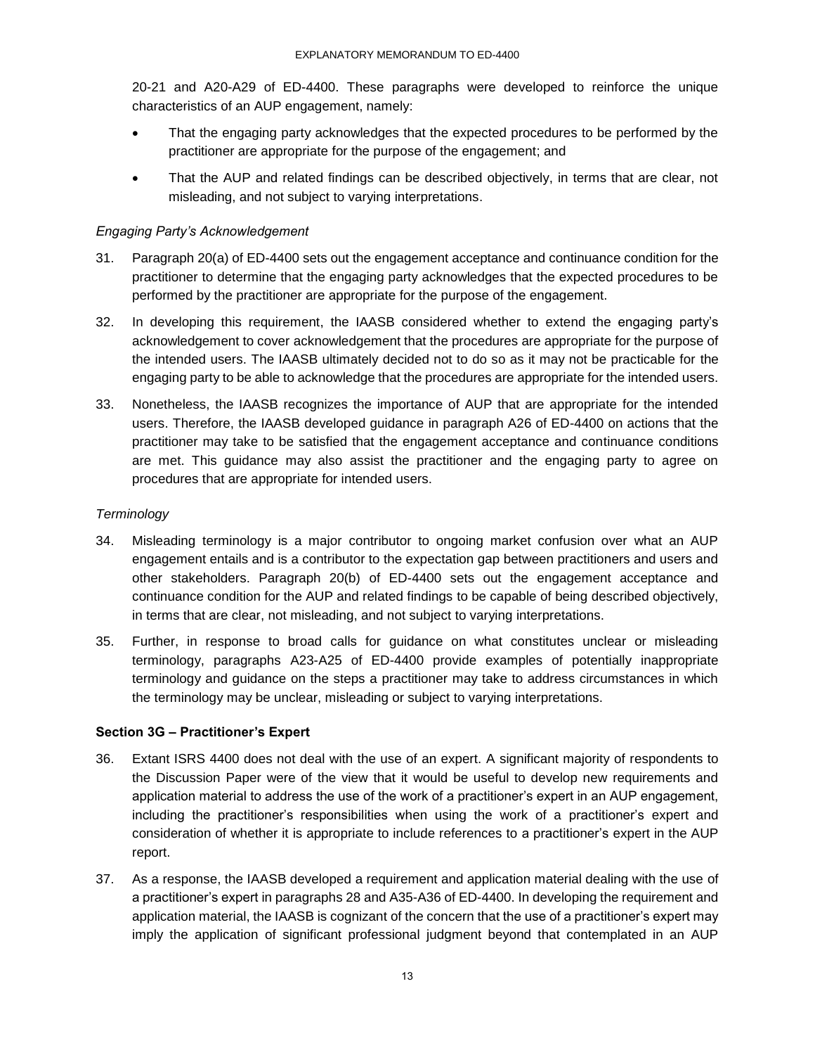20-21 and A20-A29 of ED-4400. These paragraphs were developed to reinforce the unique characteristics of an AUP engagement, namely:

- That the engaging party acknowledges that the expected procedures to be performed by the practitioner are appropriate for the purpose of the engagement; and
- That the AUP and related findings can be described objectively, in terms that are clear, not misleading, and not subject to varying interpretations.

*Engaging Party's Acknowledgement*

31. Paragraph 20(a) of ED-4400 sets out the engagement acceptance and continuance condition for the practitioner to determine that the engaging party acknowledges that the expected procedures to be performed by the practitioner are appropriate for the purpose of the engagement.

32. In developing this requirement, the IAASB considered whether to extend the engaging party's acknowledgement to cover acknowledgement that the procedures are appropriate for the purpose of the intended users. The IAASB ultimately decided not to do so as it may not be practicable for the engaging party to be able to acknowledge that the procedures are appropriate for the intended users.

33. Nonetheless, the IAASB recognizes the importance of AUP that are appropriate for the intended users. Therefore, the IAASB developed guidance in paragraph A26 of ED-4400 on actions that the practitioner may take to be satisfied that the engagement acceptance and continuance conditions are met. This guidance may also assist the practitioner and the engaging party to agree on procedures that are appropriate for intended users.

*Terminology*

34. Misleading terminology is a major contributor to ongoing market confusion over what an AUP engagement entails and is a contributor to the expectation gap between practitioners and users and other stakeholders. Paragraph 20(b) of ED-4400 sets out the engagement acceptance and continuance condition for the AUP and related findings to be capable of being described objectively, in terms that are clear, not misleading, and not subject to varying interpretations.

35. Further, in response to broad calls for guidance on what constitutes unclear or misleading terminology, paragraphs A23-A25 of ED-4400 provide examples of potentially inappropriate terminology and guidance on the steps a practitioner may take to address circumstances in which the terminology may be unclear, misleading or subject to varying interpretations.

**Section 3G – Practitioner's Expert**

36. Extant ISRS 4400 does not deal with the use of an expert. A significant majority of respondents to the Discussion Paper were of the view that it would be useful to develop new requirements and application material to address the use of the work of a practitioner's expert in an AUP engagement, including the practitioner's responsibilities when using the work of a practitioner's expert and consideration of whether it is appropriate to include references to a practitioner's expert in the AUP report.

37. As a response, the IAASB developed a requirement and application material dealing with the use of a practitioner's expert in paragraphs 28 and A35-A36 of ED-4400. In developing the requirement and application material, the IAASB is cognizant of the concern that the use of a practitioner's expert may imply the application of significant professional judgment beyond that contemplated in an AUP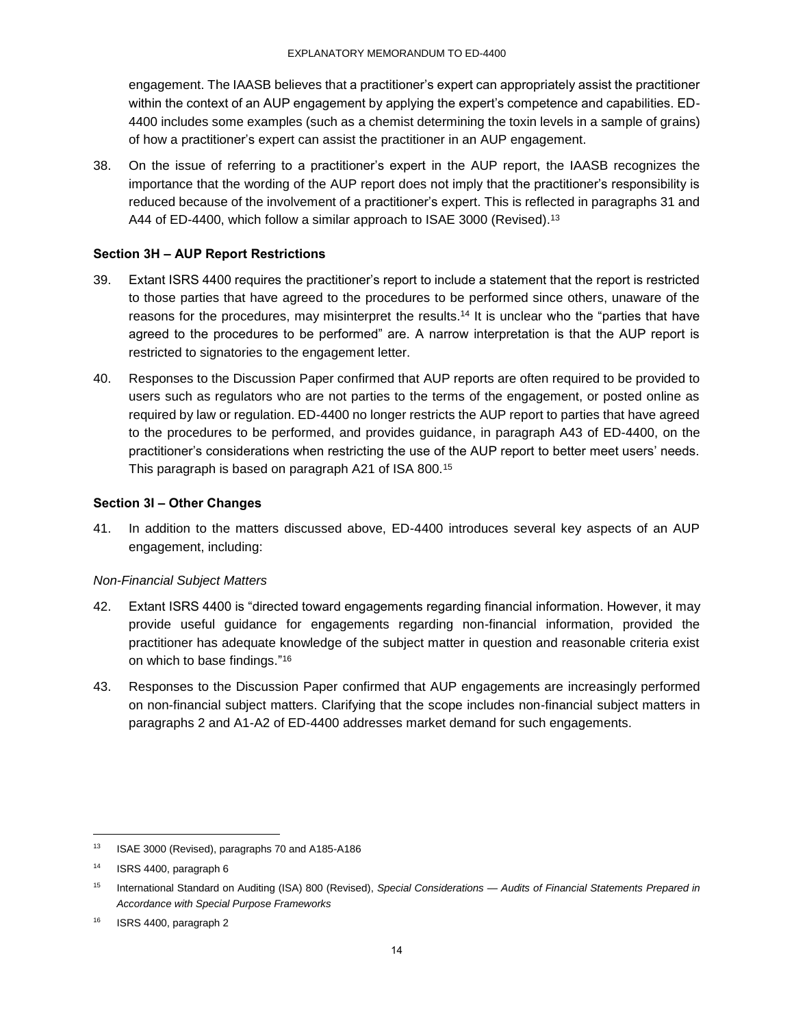engagement. The IAASB believes that a practitioner's expert can appropriately assist the practitioner within the context of an AUP engagement by applying the expert's competence and capabilities. ED-4400 includes some examples (such as a chemist determining the toxin levels in a sample of grains) of how a practitioner's expert can assist the practitioner in an AUP engagement.

38. On the issue of referring to a practitioner's expert in the AUP report, the IAASB recognizes the importance that the wording of the AUP report does not imply that the practitioner's responsibility is reduced because of the involvement of a practitioner's expert. This is reflected in paragraphs 31 and A44 of ED-4400, which follow a similar approach to ISAE 3000 (Revised).[13]

### Section 3H – AUP Report Restrictions

39. Extant ISRS 4400 requires the practitioner's report to include a statement that the report is restricted to those parties that have agreed to the procedures to be performed since others, unaware of the reasons for the procedures, may misinterpret the results.[14] It is unclear who the "parties that have agreed to the procedures to be performed" are. A narrow interpretation is that the AUP report is restricted to signatories to the engagement letter.

40. Responses to the Discussion Paper confirmed that AUP reports are often required to be provided to users such as regulators who are not parties to the terms of the engagement, or posted online as required by law or regulation. ED-4400 no longer restricts the AUP report to parties that have agreed to the procedures to be performed, and provides guidance, in paragraph A43 of ED-4400, on the practitioner's considerations when restricting the use of the AUP report to better meet users' needs. This paragraph is based on paragraph A21 of ISA 800.[15]

### Section 3I – Other Changes

41. In addition to the matters discussed above, ED-4400 introduces several key aspects of an AUP engagement, including:

*Non-Financial Subject Matters*

42. Extant ISRS 4400 is "directed toward engagements regarding financial information. However, it may provide useful guidance for engagements regarding non-financial information, provided the practitioner has adequate knowledge of the subject matter in question and reasonable criteria exist on which to base findings."[16]

43. Responses to the Discussion Paper confirmed that AUP engagements are increasingly performed on non-financial subject matters. Clarifying that the scope includes non-financial subject matters in paragraphs 2 and A1-A2 of ED-4400 addresses market demand for such engagements.

---

[13] ISAE 3000 (Revised), paragraphs 70 and A185-A186

[14] ISRS 4400, paragraph 6

[15] International Standard on Auditing (ISA) 800 (Revised), *Special Considerations — Audits of Financial Statements Prepared in Accordance with Special Purpose Frameworks*

[16] ISRS 4400, paragraph 2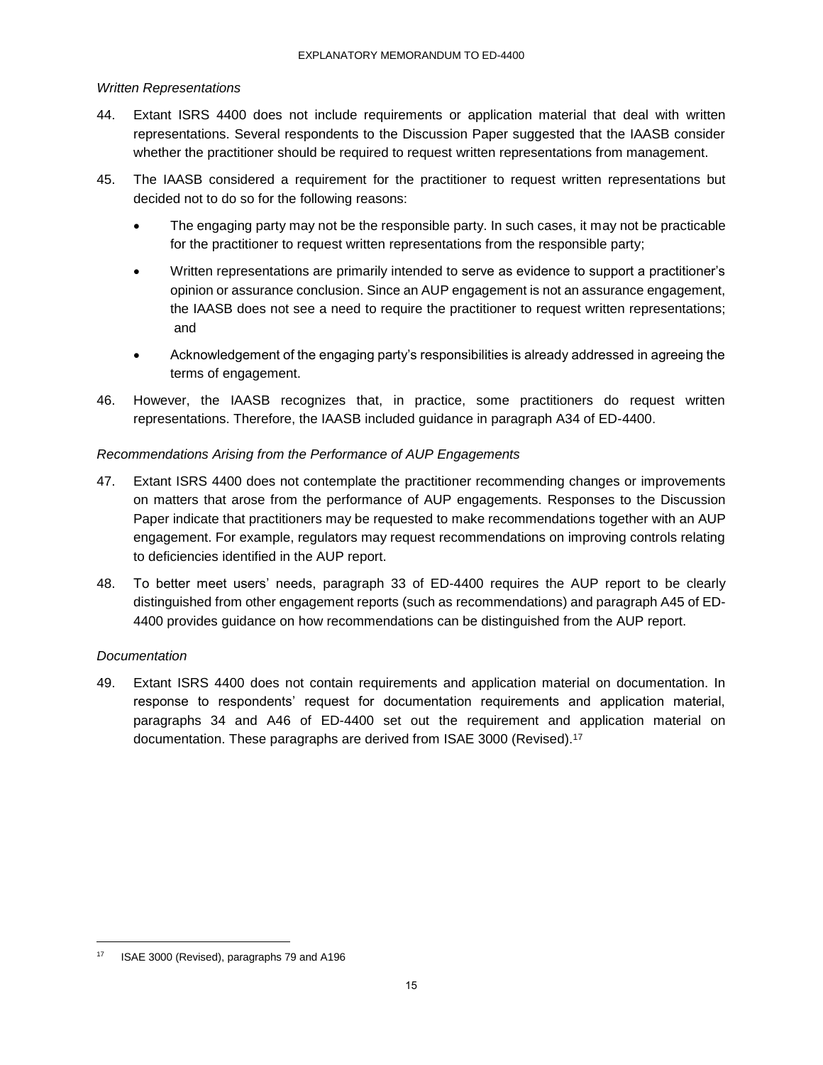*Written Representations*

44. Extant ISRS 4400 does not include requirements or application material that deal with written representations. Several respondents to the Discussion Paper suggested that the IAASB consider whether the practitioner should be required to request written representations from management.

45. The IAASB considered a requirement for the practitioner to request written representations but decided not to do so for the following reasons:

    - The engaging party may not be the responsible party. In such cases, it may not be practicable for the practitioner to request written representations from the responsible party;
    - Written representations are primarily intended to serve as evidence to support a practitioner's opinion or assurance conclusion. Since an AUP engagement is not an assurance engagement, the IAASB does not see a need to require the practitioner to request written representations; and
    - Acknowledgement of the engaging party's responsibilities is already addressed in agreeing the terms of engagement.

46. However, the IAASB recognizes that, in practice, some practitioners do request written representations. Therefore, the IAASB included guidance in paragraph A34 of ED-4400.

*Recommendations Arising from the Performance of AUP Engagements*

47. Extant ISRS 4400 does not contemplate the practitioner recommending changes or improvements on matters that arose from the performance of AUP engagements. Responses to the Discussion Paper indicate that practitioners may be requested to make recommendations together with an AUP engagement. For example, regulators may request recommendations on improving controls relating to deficiencies identified in the AUP report.

48. To better meet users' needs, paragraph 33 of ED-4400 requires the AUP report to be clearly distinguished from other engagement reports (such as recommendations) and paragraph A45 of ED-4400 provides guidance on how recommendations can be distinguished from the AUP report.

*Documentation*

49. Extant ISRS 4400 does not contain requirements and application material on documentation. In response to respondents' request for documentation requirements and application material, paragraphs 34 and A46 of ED-4400 set out the requirement and application material on documentation. These paragraphs are derived from ISAE 3000 (Revised).[17]

[17] ISAE 3000 (Revised), paragraphs 79 and A196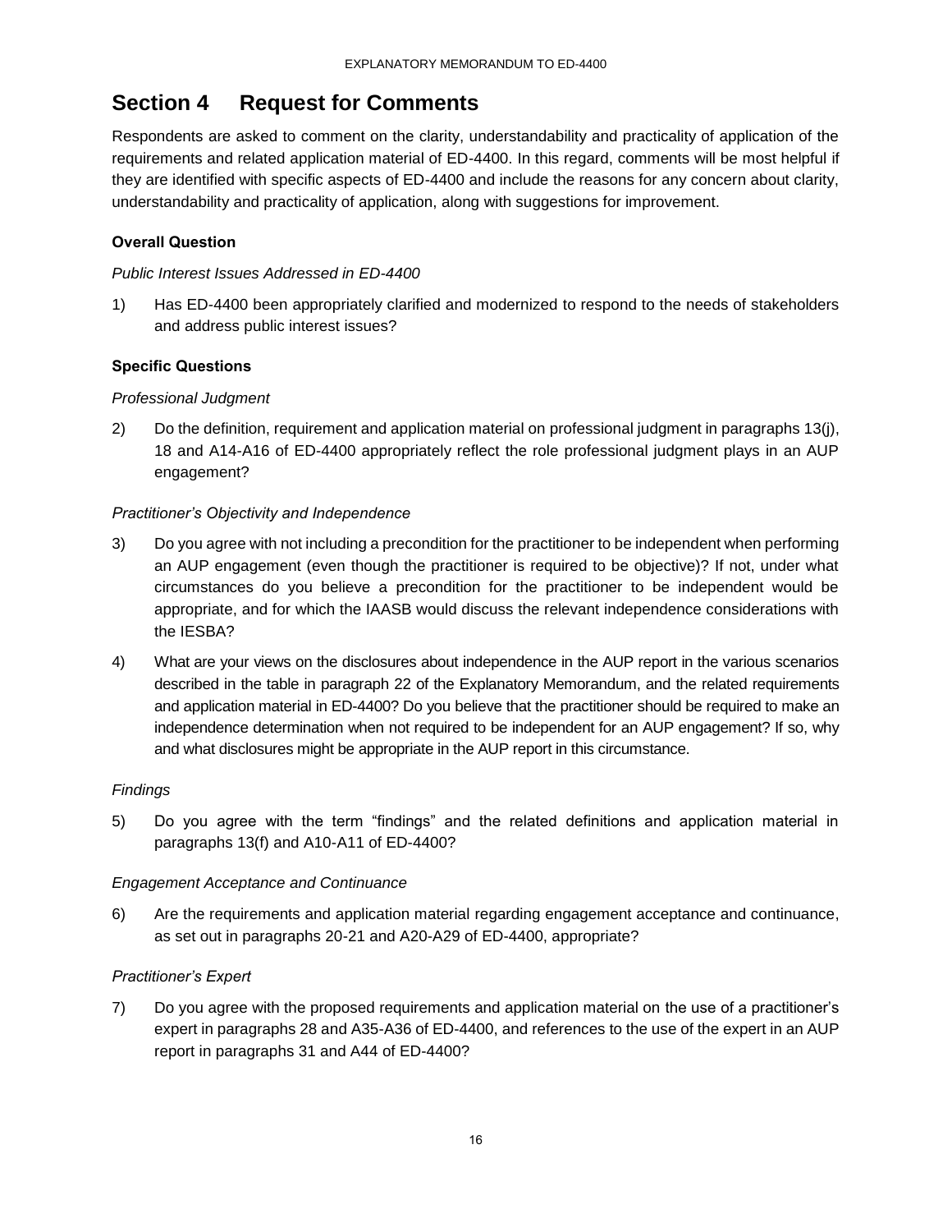## Section 4 Request for Comments

Respondents are asked to comment on the clarity, understandability and practicality of application of the requirements and related application material of ED-4400. In this regard, comments will be most helpful if they are identified with specific aspects of ED-4400 and include the reasons for any concern about clarity, understandability and practicality of application, along with suggestions for improvement.

### Overall Question

*Public Interest Issues Addressed in ED-4400*

1) Has ED-4400 been appropriately clarified and modernized to respond to the needs of stakeholders and address public interest issues?

### Specific Questions

*Professional Judgment*

2) Do the definition, requirement and application material on professional judgment in paragraphs 13(j), 18 and A14-A16 of ED-4400 appropriately reflect the role professional judgment plays in an AUP engagement?

*Practitioner's Objectivity and Independence*

3) Do you agree with not including a precondition for the practitioner to be independent when performing an AUP engagement (even though the practitioner is required to be objective)? If not, under what circumstances do you believe a precondition for the practitioner to be independent would be appropriate, and for which the IAASB would discuss the relevant independence considerations with the IESBA?

4) What are your views on the disclosures about independence in the AUP report in the various scenarios described in the table in paragraph 22 of the Explanatory Memorandum, and the related requirements and application material in ED-4400? Do you believe that the practitioner should be required to make an independence determination when not required to be independent for an AUP engagement? If so, why and what disclosures might be appropriate in the AUP report in this circumstance.

*Findings*

5) Do you agree with the term "findings" and the related definitions and application material in paragraphs 13(f) and A10-A11 of ED-4400?

*Engagement Acceptance and Continuance*

6) Are the requirements and application material regarding engagement acceptance and continuance, as set out in paragraphs 20-21 and A20-A29 of ED-4400, appropriate?

*Practitioner's Expert*

7) Do you agree with the proposed requirements and application material on the use of a practitioner's expert in paragraphs 28 and A35-A36 of ED-4400, and references to the use of the expert in an AUP report in paragraphs 31 and A44 of ED-4400?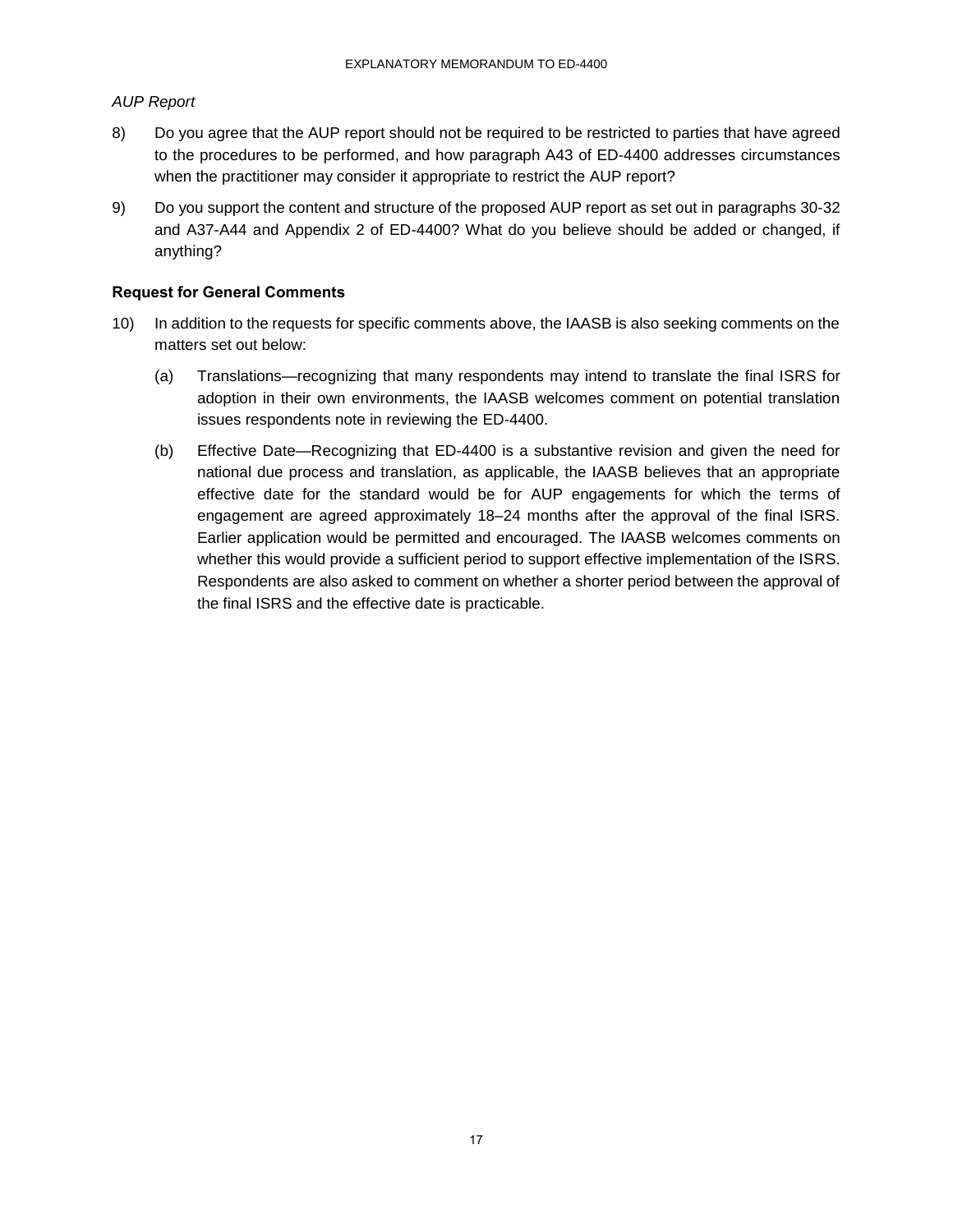*AUP Report*

8) Do you agree that the AUP report should not be required to be restricted to parties that have agreed to the procedures to be performed, and how paragraph A43 of ED-4400 addresses circumstances when the practitioner may consider it appropriate to restrict the AUP report?

9) Do you support the content and structure of the proposed AUP report as set out in paragraphs 30-32 and A37-A44 and Appendix 2 of ED-4400? What do you believe should be added or changed, if anything?

**Request for General Comments**

10) In addition to the requests for specific comments above, the IAASB is also seeking comments on the matters set out below:

    (a) Translations—recognizing that many respondents may intend to translate the final ISRS for adoption in their own environments, the IAASB welcomes comment on potential translation issues respondents note in reviewing the ED-4400.

    (b) Effective Date—Recognizing that ED-4400 is a substantive revision and given the need for national due process and translation, as applicable, the IAASB believes that an appropriate effective date for the standard would be for AUP engagements for which the terms of engagement are agreed approximately 18–24 months after the approval of the final ISRS. Earlier application would be permitted and encouraged. The IAASB welcomes comments on whether this would provide a sufficient period to support effective implementation of the ISRS. Respondents are also asked to comment on whether a shorter period between the approval of the final ISRS and the effective date is practicable.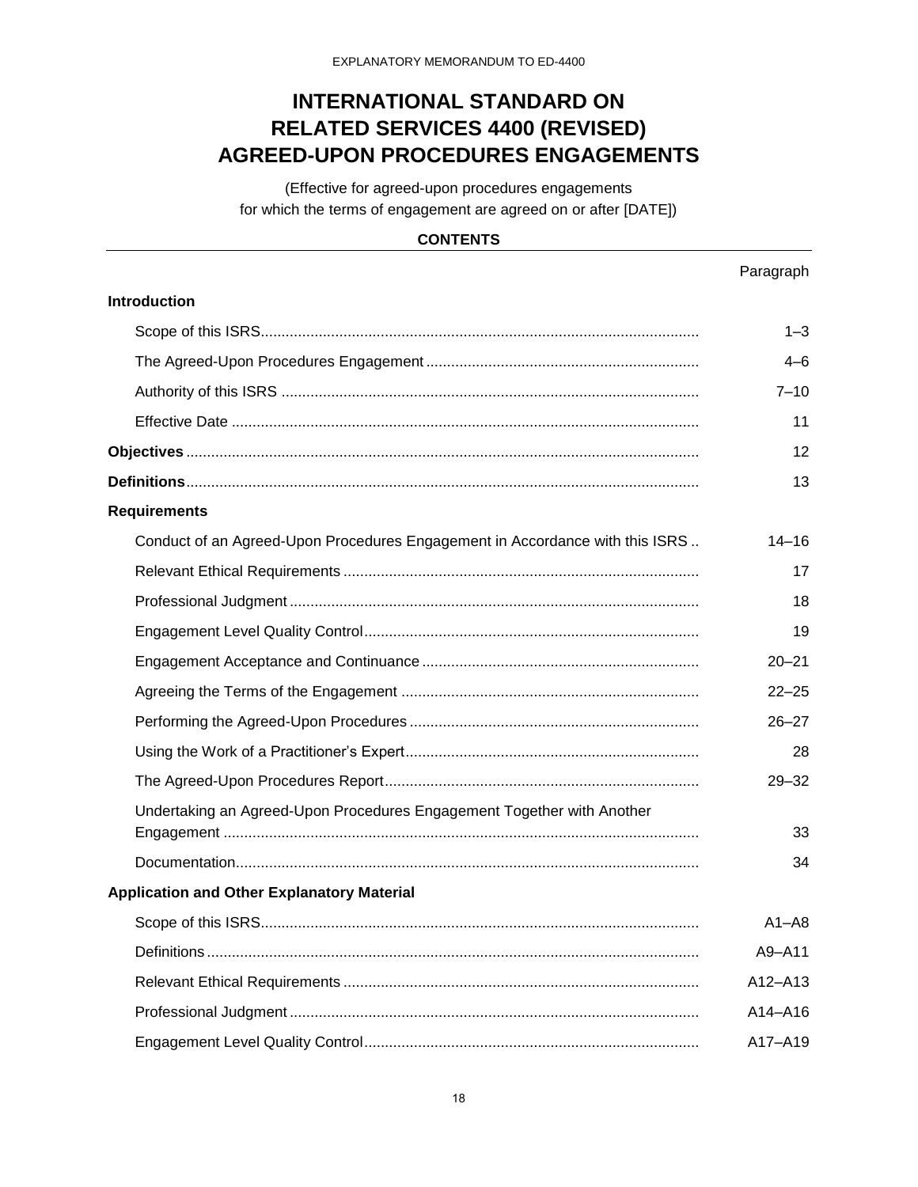# INTERNATIONAL STANDARD ON RELATED SERVICES 4400 (REVISED) AGREED-UPON PROCEDURES ENGAGEMENTS

(Effective for agreed-upon procedures engagements for which the terms of engagement are agreed on or after [DATE])

**CONTENTS**

| | Paragraph |
|---|---|
| **Introduction** | |
| Scope of this ISRS | 1–3 |
| The Agreed-Upon Procedures Engagement | 4–6 |
| Authority of this ISRS | 7–10 |
| Effective Date | 11 |
| **Objectives** | 12 |
| **Definitions** | 13 |
| **Requirements** | |
| Conduct of an Agreed-Upon Procedures Engagement in Accordance with this ISRS | 14–16 |
| Relevant Ethical Requirements | 17 |
| Professional Judgment | 18 |
| Engagement Level Quality Control | 19 |
| Engagement Acceptance and Continuance | 20–21 |
| Agreeing the Terms of the Engagement | 22–25 |
| Performing the Agreed-Upon Procedures | 26–27 |
| Using the Work of a Practitioner's Expert | 28 |
| The Agreed-Upon Procedures Report | 29–32 |
| Undertaking an Agreed-Upon Procedures Engagement Together with Another Engagement | 33 |
| Documentation | 34 |
| **Application and Other Explanatory Material** | |
| Scope of this ISRS | A1–A8 |
| Definitions | A9–A11 |
| Relevant Ethical Requirements | A12–A13 |
| Professional Judgment | A14–A16 |
| Engagement Level Quality Control | A17–A19 |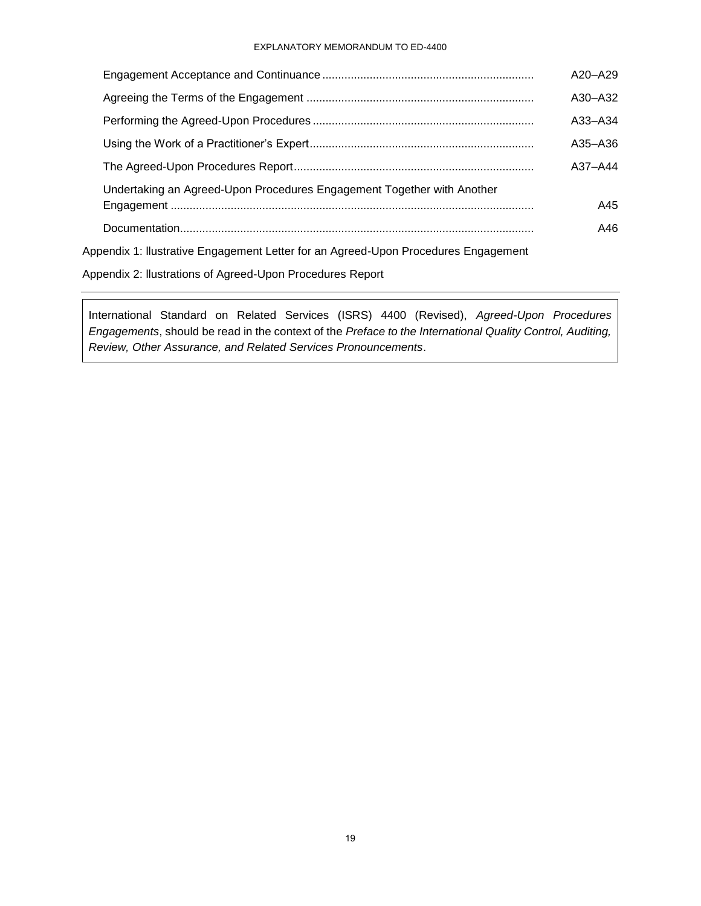| | |
|---|---|
| Engagement Acceptance and Continuance | A20–A29 |
| Agreeing the Terms of the Engagement | A30–A32 |
| Performing the Agreed-Upon Procedures | A33–A34 |
| Using the Work of a Practitioner's Expert | A35–A36 |
| The Agreed-Upon Procedures Report | A37–A44 |
| Undertaking an Agreed-Upon Procedures Engagement Together with Another Engagement | A45 |
| Documentation | A46 |

Appendix 1: llustrative Engagement Letter for an Agreed-Upon Procedures Engagement

Appendix 2: llustrations of Agreed-Upon Procedures Report

---

International Standard on Related Services (ISRS) 4400 (Revised), *Agreed-Upon Procedures Engagements*, should be read in the context of the *Preface to the International Quality Control, Auditing, Review, Other Assurance, and Related Services Pronouncements*.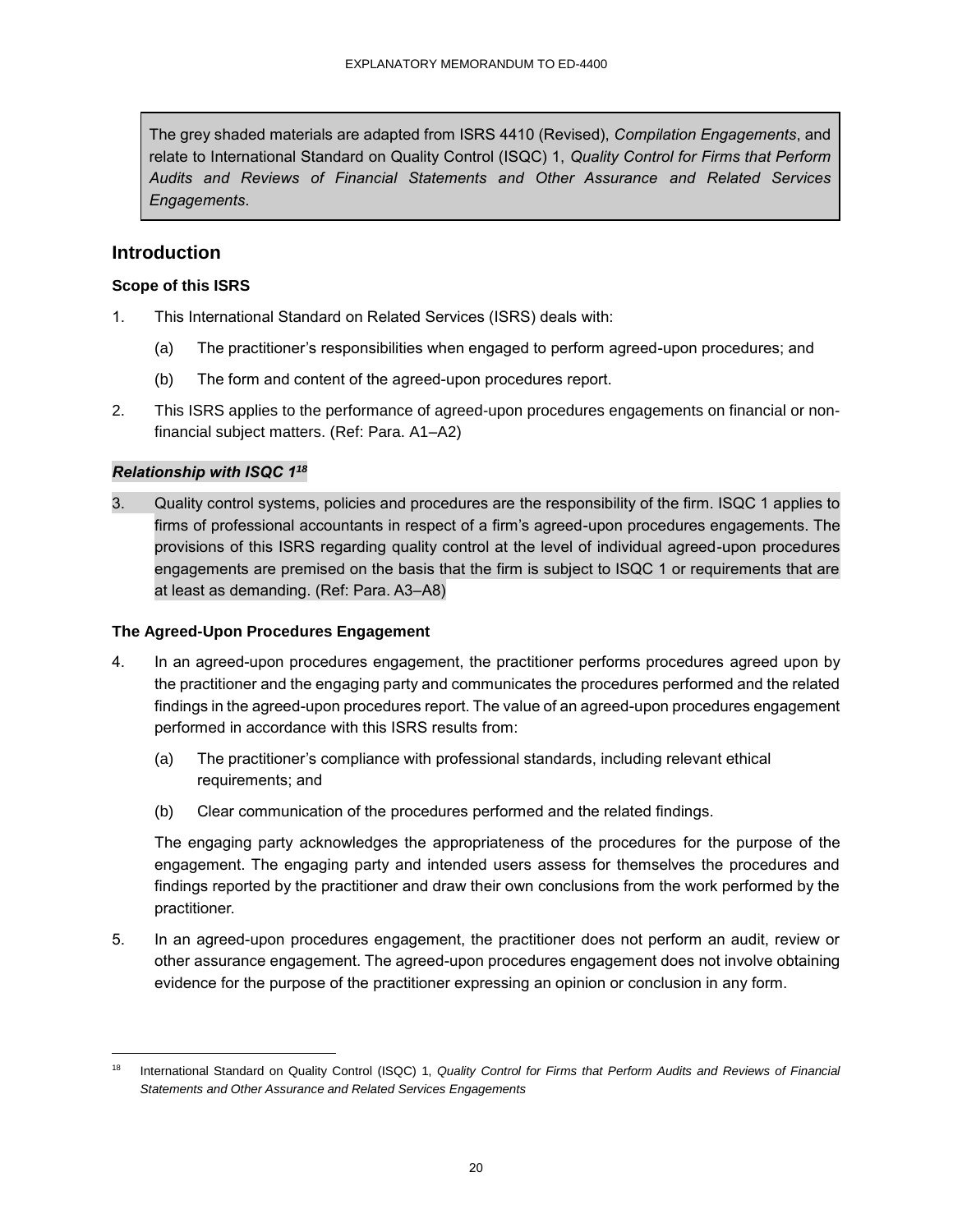The grey shaded materials are adapted from ISRS 4410 (Revised), *Compilation Engagements*, and relate to International Standard on Quality Control (ISQC) 1, *Quality Control for Firms that Perform Audits and Reviews of Financial Statements and Other Assurance and Related Services Engagements*.

## Introduction

### Scope of this ISRS

1. This International Standard on Related Services (ISRS) deals with:

   (a) The practitioner's responsibilities when engaged to perform agreed-upon procedures; and

   (b) The form and content of the agreed-upon procedures report.

2. This ISRS applies to the performance of agreed-upon procedures engagements on financial or non-financial subject matters. (Ref: Para. A1–A2)

### *Relationship with ISQC 1*[18]

3. Quality control systems, policies and procedures are the responsibility of the firm. ISQC 1 applies to firms of professional accountants in respect of a firm's agreed-upon procedures engagements. The provisions of this ISRS regarding quality control at the level of individual agreed-upon procedures engagements are premised on the basis that the firm is subject to ISQC 1 or requirements that are at least as demanding. (Ref: Para. A3–A8)

### The Agreed-Upon Procedures Engagement

4. In an agreed-upon procedures engagement, the practitioner performs procedures agreed upon by the practitioner and the engaging party and communicates the procedures performed and the related findings in the agreed-upon procedures report. The value of an agreed-upon procedures engagement performed in accordance with this ISRS results from:

   (a) The practitioner's compliance with professional standards, including relevant ethical requirements; and

   (b) Clear communication of the procedures performed and the related findings.

   The engaging party acknowledges the appropriateness of the procedures for the purpose of the engagement. The engaging party and intended users assess for themselves the procedures and findings reported by the practitioner and draw their own conclusions from the work performed by the practitioner.

5. In an agreed-upon procedures engagement, the practitioner does not perform an audit, review or other assurance engagement. The agreed-upon procedures engagement does not involve obtaining evidence for the purpose of the practitioner expressing an opinion or conclusion in any form.

---

[18] International Standard on Quality Control (ISQC) 1, *Quality Control for Firms that Perform Audits and Reviews of Financial Statements and Other Assurance and Related Services Engagements*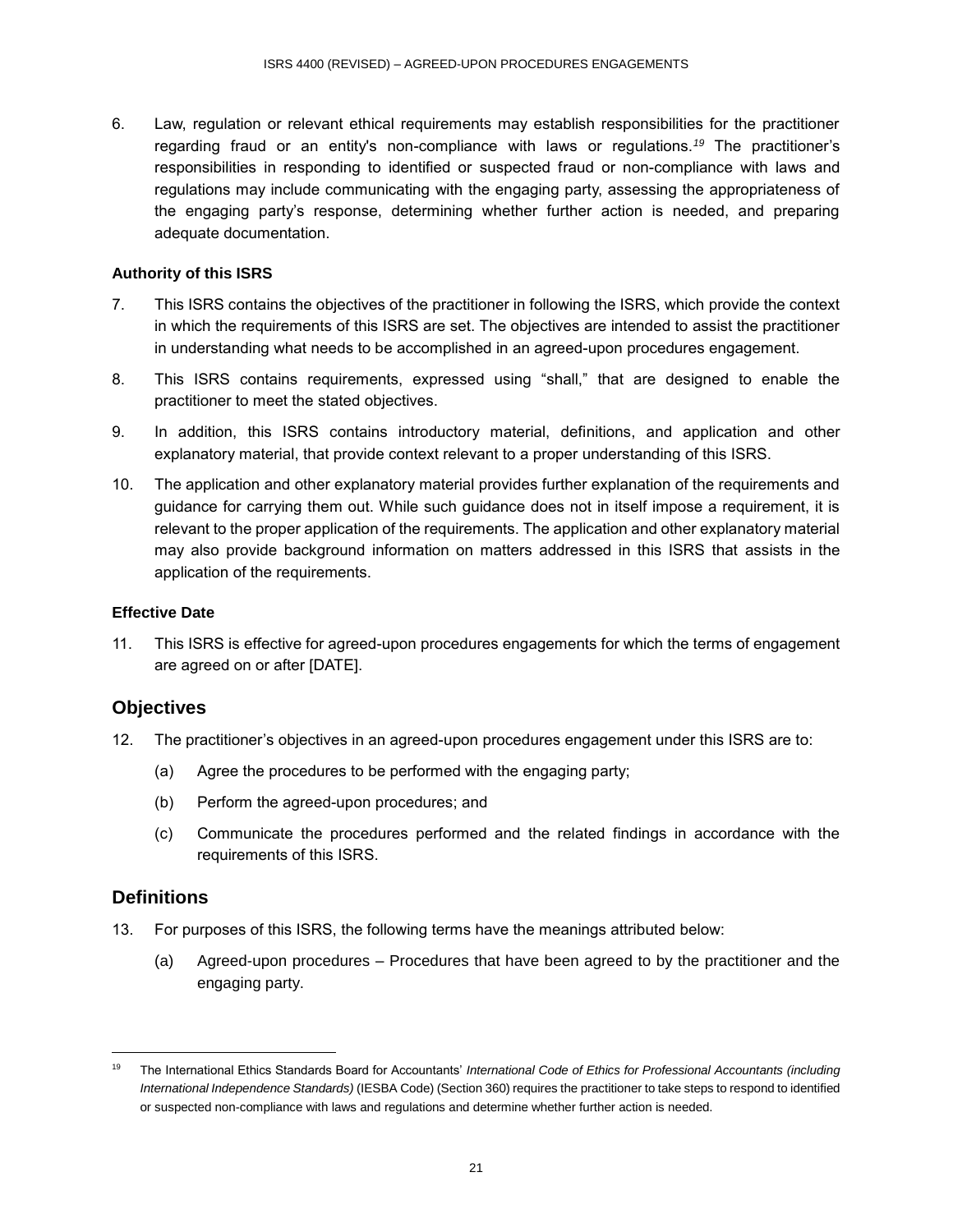6. Law, regulation or relevant ethical requirements may establish responsibilities for the practitioner regarding fraud or an entity's non-compliance with laws or regulations.[19] The practitioner's responsibilities in responding to identified or suspected fraud or non-compliance with laws and regulations may include communicating with the engaging party, assessing the appropriateness of the engaging party's response, determining whether further action is needed, and preparing adequate documentation.

#### Authority of this ISRS

7. This ISRS contains the objectives of the practitioner in following the ISRS, which provide the context in which the requirements of this ISRS are set. The objectives are intended to assist the practitioner in understanding what needs to be accomplished in an agreed-upon procedures engagement.

8. This ISRS contains requirements, expressed using "shall," that are designed to enable the practitioner to meet the stated objectives.

9. In addition, this ISRS contains introductory material, definitions, and application and other explanatory material, that provide context relevant to a proper understanding of this ISRS.

10. The application and other explanatory material provides further explanation of the requirements and guidance for carrying them out. While such guidance does not in itself impose a requirement, it is relevant to the proper application of the requirements. The application and other explanatory material may also provide background information on matters addressed in this ISRS that assists in the application of the requirements.

#### Effective Date

11. This ISRS is effective for agreed-upon procedures engagements for which the terms of engagement are agreed on or after [DATE].

## Objectives

12. The practitioner's objectives in an agreed-upon procedures engagement under this ISRS are to:

    (a) Agree the procedures to be performed with the engaging party;

    (b) Perform the agreed-upon procedures; and

    (c) Communicate the procedures performed and the related findings in accordance with the requirements of this ISRS.

## Definitions

13. For purposes of this ISRS, the following terms have the meanings attributed below:

    (a) Agreed-upon procedures – Procedures that have been agreed to by the practitioner and the engaging party.

---

[19] The International Ethics Standards Board for Accountants' *International Code of Ethics for Professional Accountants (including International Independence Standards)* (IESBA Code) (Section 360) requires the practitioner to take steps to respond to identified or suspected non-compliance with laws and regulations and determine whether further action is needed.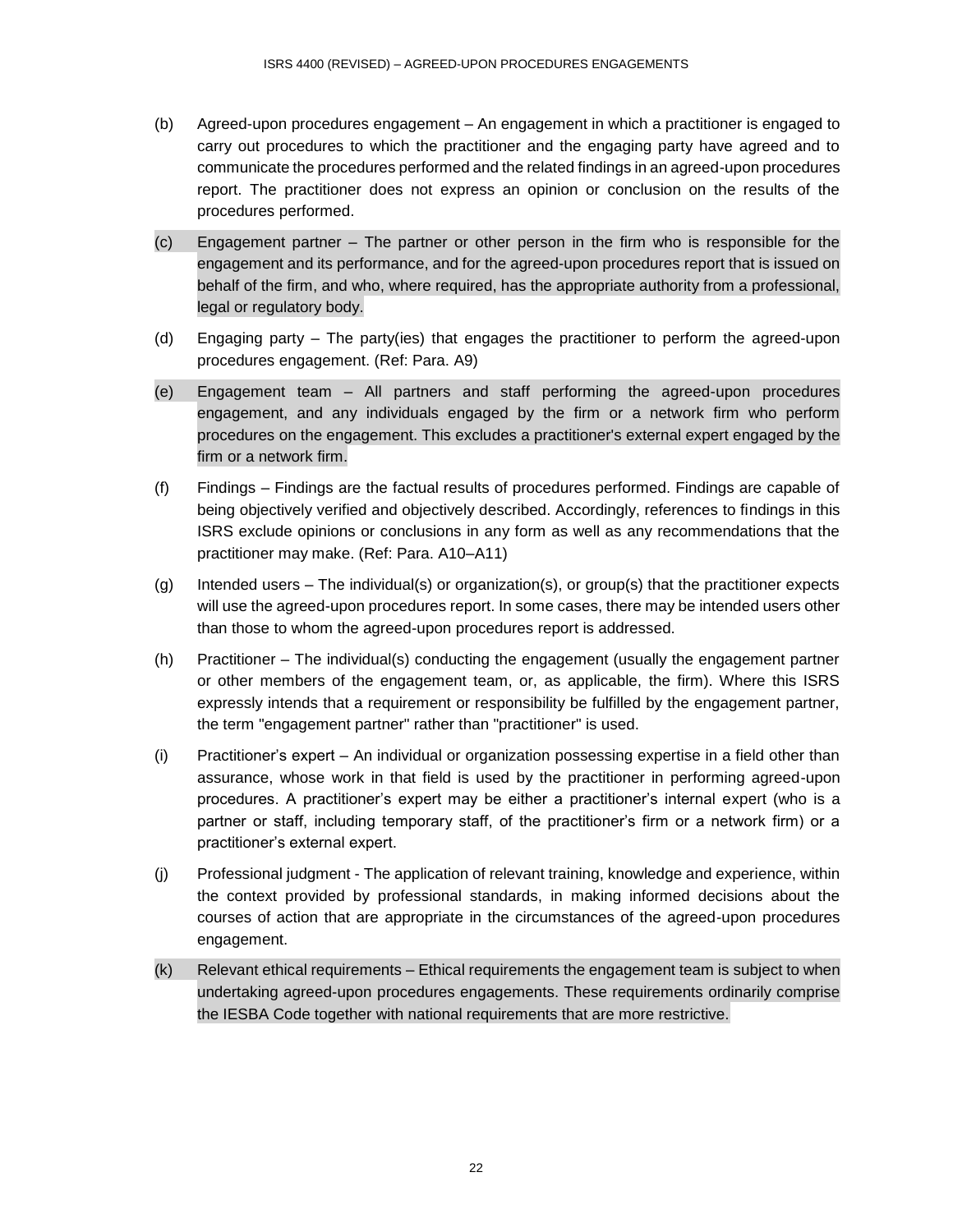(b) Agreed-upon procedures engagement – An engagement in which a practitioner is engaged to carry out procedures to which the practitioner and the engaging party have agreed and to communicate the procedures performed and the related findings in an agreed-upon procedures report. The practitioner does not express an opinion or conclusion on the results of the procedures performed.

(c) Engagement partner – The partner or other person in the firm who is responsible for the engagement and its performance, and for the agreed-upon procedures report that is issued on behalf of the firm, and who, where required, has the appropriate authority from a professional, legal or regulatory body.

(d) Engaging party – The party(ies) that engages the practitioner to perform the agreed-upon procedures engagement. (Ref: Para. A9)

(e) Engagement team – All partners and staff performing the agreed-upon procedures engagement, and any individuals engaged by the firm or a network firm who perform procedures on the engagement. This excludes a practitioner's external expert engaged by the firm or a network firm.

(f) Findings – Findings are the factual results of procedures performed. Findings are capable of being objectively verified and objectively described. Accordingly, references to findings in this ISRS exclude opinions or conclusions in any form as well as any recommendations that the practitioner may make. (Ref: Para. A10–A11)

(g) Intended users – The individual(s) or organization(s), or group(s) that the practitioner expects will use the agreed-upon procedures report. In some cases, there may be intended users other than those to whom the agreed-upon procedures report is addressed.

(h) Practitioner – The individual(s) conducting the engagement (usually the engagement partner or other members of the engagement team, or, as applicable, the firm). Where this ISRS expressly intends that a requirement or responsibility be fulfilled by the engagement partner, the term "engagement partner" rather than "practitioner" is used.

(i) Practitioner's expert – An individual or organization possessing expertise in a field other than assurance, whose work in that field is used by the practitioner in performing agreed-upon procedures. A practitioner's expert may be either a practitioner's internal expert (who is a partner or staff, including temporary staff, of the practitioner's firm or a network firm) or a practitioner's external expert.

(j) Professional judgment - The application of relevant training, knowledge and experience, within the context provided by professional standards, in making informed decisions about the courses of action that are appropriate in the circumstances of the agreed-upon procedures engagement.

(k) Relevant ethical requirements – Ethical requirements the engagement team is subject to when undertaking agreed-upon procedures engagements. These requirements ordinarily comprise the IESBA Code together with national requirements that are more restrictive.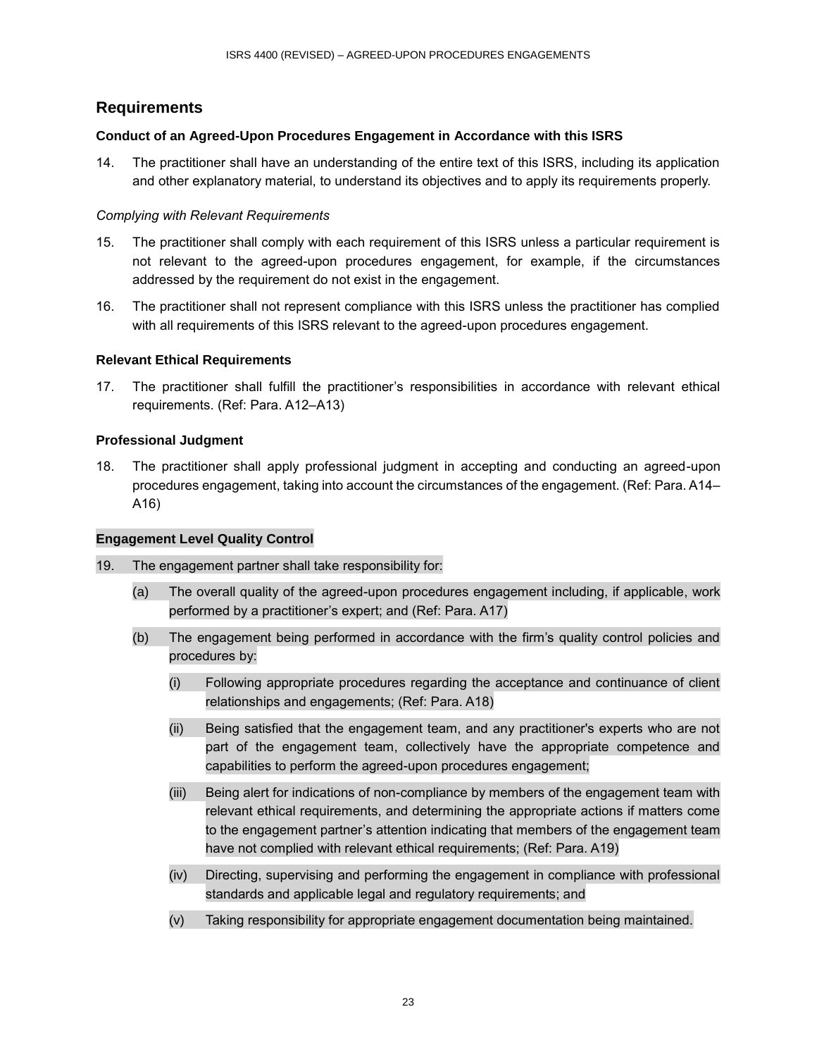## Requirements

### Conduct of an Agreed-Upon Procedures Engagement in Accordance with this ISRS

14. The practitioner shall have an understanding of the entire text of this ISRS, including its application and other explanatory material, to understand its objectives and to apply its requirements properly.

*Complying with Relevant Requirements*

15. The practitioner shall comply with each requirement of this ISRS unless a particular requirement is not relevant to the agreed-upon procedures engagement, for example, if the circumstances addressed by the requirement do not exist in the engagement.

16. The practitioner shall not represent compliance with this ISRS unless the practitioner has complied with all requirements of this ISRS relevant to the agreed-upon procedures engagement.

### Relevant Ethical Requirements

17. The practitioner shall fulfill the practitioner's responsibilities in accordance with relevant ethical requirements. (Ref: Para. A12–A13)

### Professional Judgment

18. The practitioner shall apply professional judgment in accepting and conducting an agreed-upon procedures engagement, taking into account the circumstances of the engagement. (Ref: Para. A14–A16)

### Engagement Level Quality Control

19. The engagement partner shall take responsibility for:

    (a) The overall quality of the agreed-upon procedures engagement including, if applicable, work performed by a practitioner's expert; and (Ref: Para. A17)

    (b) The engagement being performed in accordance with the firm's quality control policies and procedures by:

        (i) Following appropriate procedures regarding the acceptance and continuance of client relationships and engagements; (Ref: Para. A18)

        (ii) Being satisfied that the engagement team, and any practitioner's experts who are not part of the engagement team, collectively have the appropriate competence and capabilities to perform the agreed-upon procedures engagement;

        (iii) Being alert for indications of non-compliance by members of the engagement team with relevant ethical requirements, and determining the appropriate actions if matters come to the engagement partner's attention indicating that members of the engagement team have not complied with relevant ethical requirements; (Ref: Para. A19)

        (iv) Directing, supervising and performing the engagement in compliance with professional standards and applicable legal and regulatory requirements; and

        (v) Taking responsibility for appropriate engagement documentation being maintained.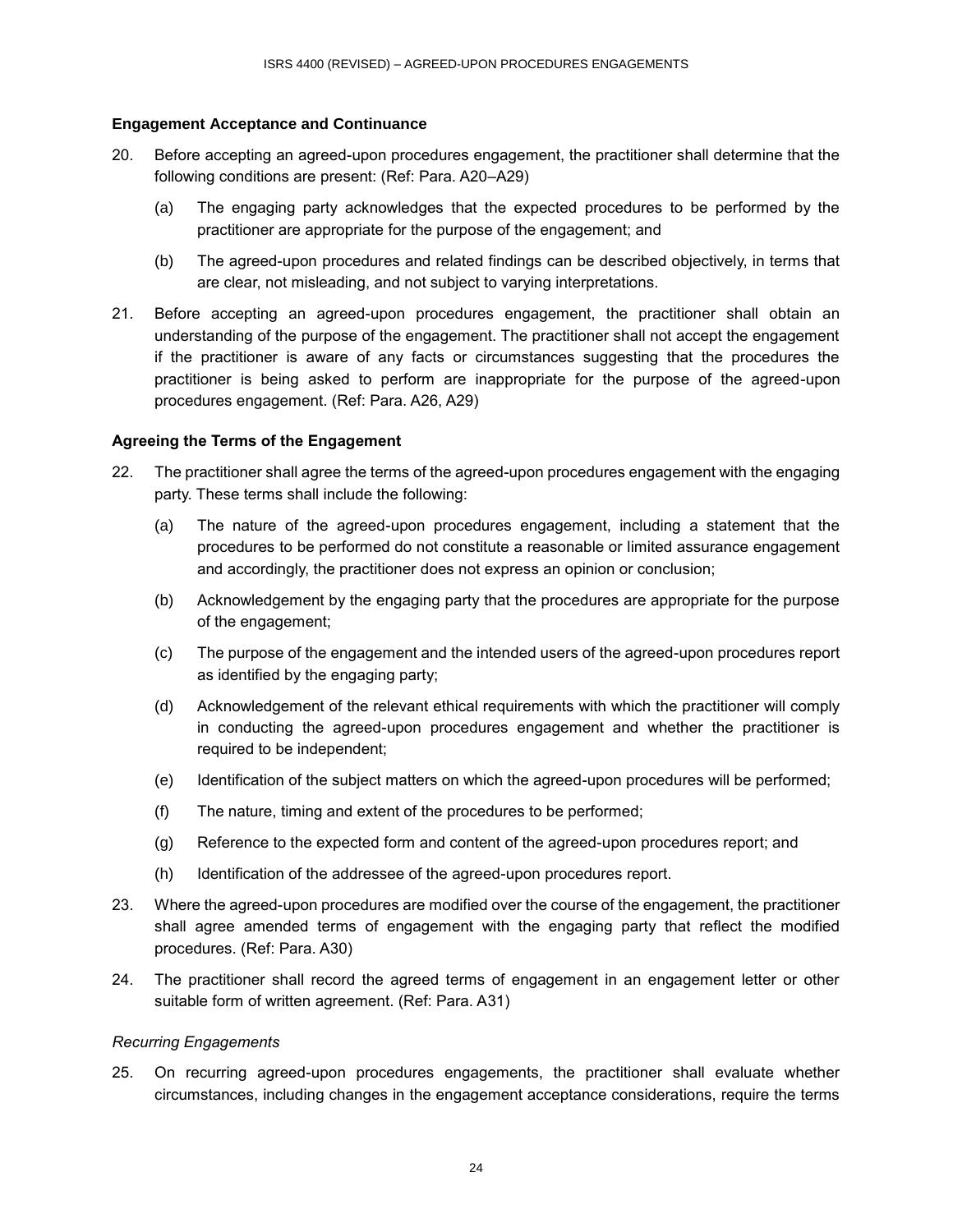### Engagement Acceptance and Continuance

20. Before accepting an agreed-upon procedures engagement, the practitioner shall determine that the following conditions are present: (Ref: Para. A20–A29)

    (a) The engaging party acknowledges that the expected procedures to be performed by the practitioner are appropriate for the purpose of the engagement; and

    (b) The agreed-upon procedures and related findings can be described objectively, in terms that are clear, not misleading, and not subject to varying interpretations.

21. Before accepting an agreed-upon procedures engagement, the practitioner shall obtain an understanding of the purpose of the engagement. The practitioner shall not accept the engagement if the practitioner is aware of any facts or circumstances suggesting that the procedures the practitioner is being asked to perform are inappropriate for the purpose of the agreed-upon procedures engagement. (Ref: Para. A26, A29)

### Agreeing the Terms of the Engagement

22. The practitioner shall agree the terms of the agreed-upon procedures engagement with the engaging party. These terms shall include the following:

    (a) The nature of the agreed-upon procedures engagement, including a statement that the procedures to be performed do not constitute a reasonable or limited assurance engagement and accordingly, the practitioner does not express an opinion or conclusion;

    (b) Acknowledgement by the engaging party that the procedures are appropriate for the purpose of the engagement;

    (c) The purpose of the engagement and the intended users of the agreed-upon procedures report as identified by the engaging party;

    (d) Acknowledgement of the relevant ethical requirements with which the practitioner will comply in conducting the agreed-upon procedures engagement and whether the practitioner is required to be independent;

    (e) Identification of the subject matters on which the agreed-upon procedures will be performed;

    (f) The nature, timing and extent of the procedures to be performed;

    (g) Reference to the expected form and content of the agreed-upon procedures report; and

    (h) Identification of the addressee of the agreed-upon procedures report.

23. Where the agreed-upon procedures are modified over the course of the engagement, the practitioner shall agree amended terms of engagement with the engaging party that reflect the modified procedures. (Ref: Para. A30)

24. The practitioner shall record the agreed terms of engagement in an engagement letter or other suitable form of written agreement. (Ref: Para. A31)

*Recurring Engagements*

25. On recurring agreed-upon procedures engagements, the practitioner shall evaluate whether circumstances, including changes in the engagement acceptance considerations, require the terms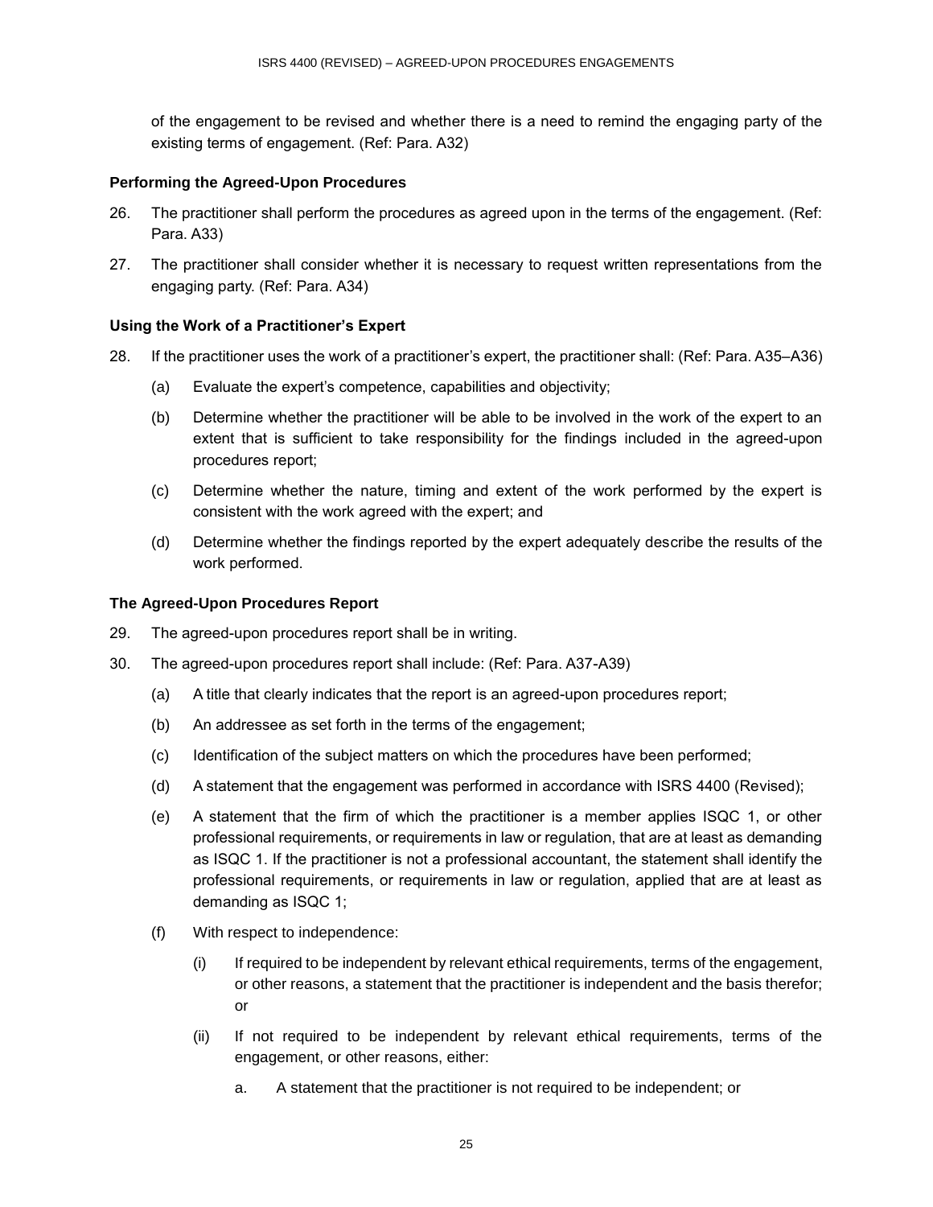of the engagement to be revised and whether there is a need to remind the engaging party of the existing terms of engagement. (Ref: Para. A32)

### Performing the Agreed-Upon Procedures

26. The practitioner shall perform the procedures as agreed upon in the terms of the engagement. (Ref: Para. A33)

27. The practitioner shall consider whether it is necessary to request written representations from the engaging party. (Ref: Para. A34)

### Using the Work of a Practitioner's Expert

28. If the practitioner uses the work of a practitioner's expert, the practitioner shall: (Ref: Para. A35–A36)

    (a) Evaluate the expert's competence, capabilities and objectivity;

    (b) Determine whether the practitioner will be able to be involved in the work of the expert to an extent that is sufficient to take responsibility for the findings included in the agreed-upon procedures report;

    (c) Determine whether the nature, timing and extent of the work performed by the expert is consistent with the work agreed with the expert; and

    (d) Determine whether the findings reported by the expert adequately describe the results of the work performed.

### The Agreed-Upon Procedures Report

29. The agreed-upon procedures report shall be in writing.

30. The agreed-upon procedures report shall include: (Ref: Para. A37-A39)

    (a) A title that clearly indicates that the report is an agreed-upon procedures report;

    (b) An addressee as set forth in the terms of the engagement;

    (c) Identification of the subject matters on which the procedures have been performed;

    (d) A statement that the engagement was performed in accordance with ISRS 4400 (Revised);

    (e) A statement that the firm of which the practitioner is a member applies ISQC 1, or other professional requirements, or requirements in law or regulation, that are at least as demanding as ISQC 1. If the practitioner is not a professional accountant, the statement shall identify the professional requirements, or requirements in law or regulation, applied that are at least as demanding as ISQC 1;

    (f) With respect to independence:

        (i) If required to be independent by relevant ethical requirements, terms of the engagement, or other reasons, a statement that the practitioner is independent and the basis therefor; or

        (ii) If not required to be independent by relevant ethical requirements, terms of the engagement, or other reasons, either:

            a. A statement that the practitioner is not required to be independent; or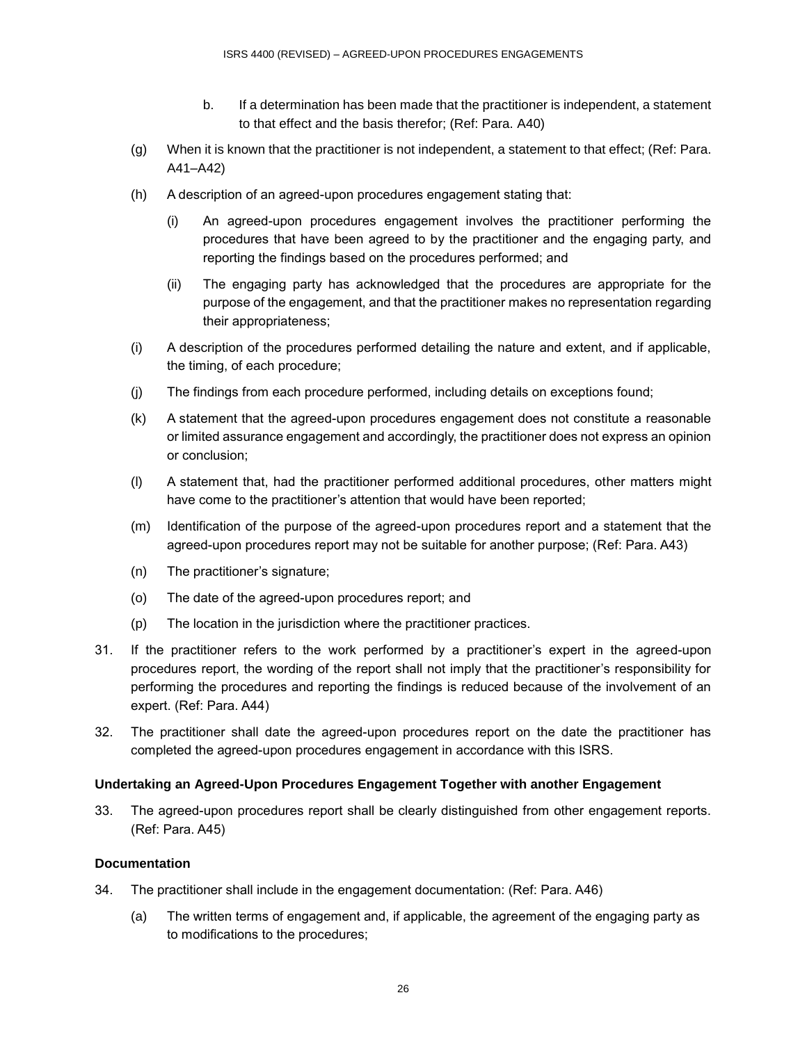b. If a determination has been made that the practitioner is independent, a statement to that effect and the basis therefor; (Ref: Para. A40)

(g) When it is known that the practitioner is not independent, a statement to that effect; (Ref: Para. A41–A42)

(h) A description of an agreed-upon procedures engagement stating that:

  (i) An agreed-upon procedures engagement involves the practitioner performing the procedures that have been agreed to by the practitioner and the engaging party, and reporting the findings based on the procedures performed; and

  (ii) The engaging party has acknowledged that the procedures are appropriate for the purpose of the engagement, and that the practitioner makes no representation regarding their appropriateness;

(i) A description of the procedures performed detailing the nature and extent, and if applicable, the timing, of each procedure;

(j) The findings from each procedure performed, including details on exceptions found;

(k) A statement that the agreed-upon procedures engagement does not constitute a reasonable or limited assurance engagement and accordingly, the practitioner does not express an opinion or conclusion;

(l) A statement that, had the practitioner performed additional procedures, other matters might have come to the practitioner's attention that would have been reported;

(m) Identification of the purpose of the agreed-upon procedures report and a statement that the agreed-upon procedures report may not be suitable for another purpose; (Ref: Para. A43)

(n) The practitioner's signature;

(o) The date of the agreed-upon procedures report; and

(p) The location in the jurisdiction where the practitioner practices.

31. If the practitioner refers to the work performed by a practitioner's expert in the agreed-upon procedures report, the wording of the report shall not imply that the practitioner's responsibility for performing the procedures and reporting the findings is reduced because of the involvement of an expert. (Ref: Para. A44)

32. The practitioner shall date the agreed-upon procedures report on the date the practitioner has completed the agreed-upon procedures engagement in accordance with this ISRS.

**Undertaking an Agreed-Upon Procedures Engagement Together with another Engagement**

33. The agreed-upon procedures report shall be clearly distinguished from other engagement reports. (Ref: Para. A45)

**Documentation**

34. The practitioner shall include in the engagement documentation: (Ref: Para. A46)

  (a) The written terms of engagement and, if applicable, the agreement of the engaging party as to modifications to the procedures;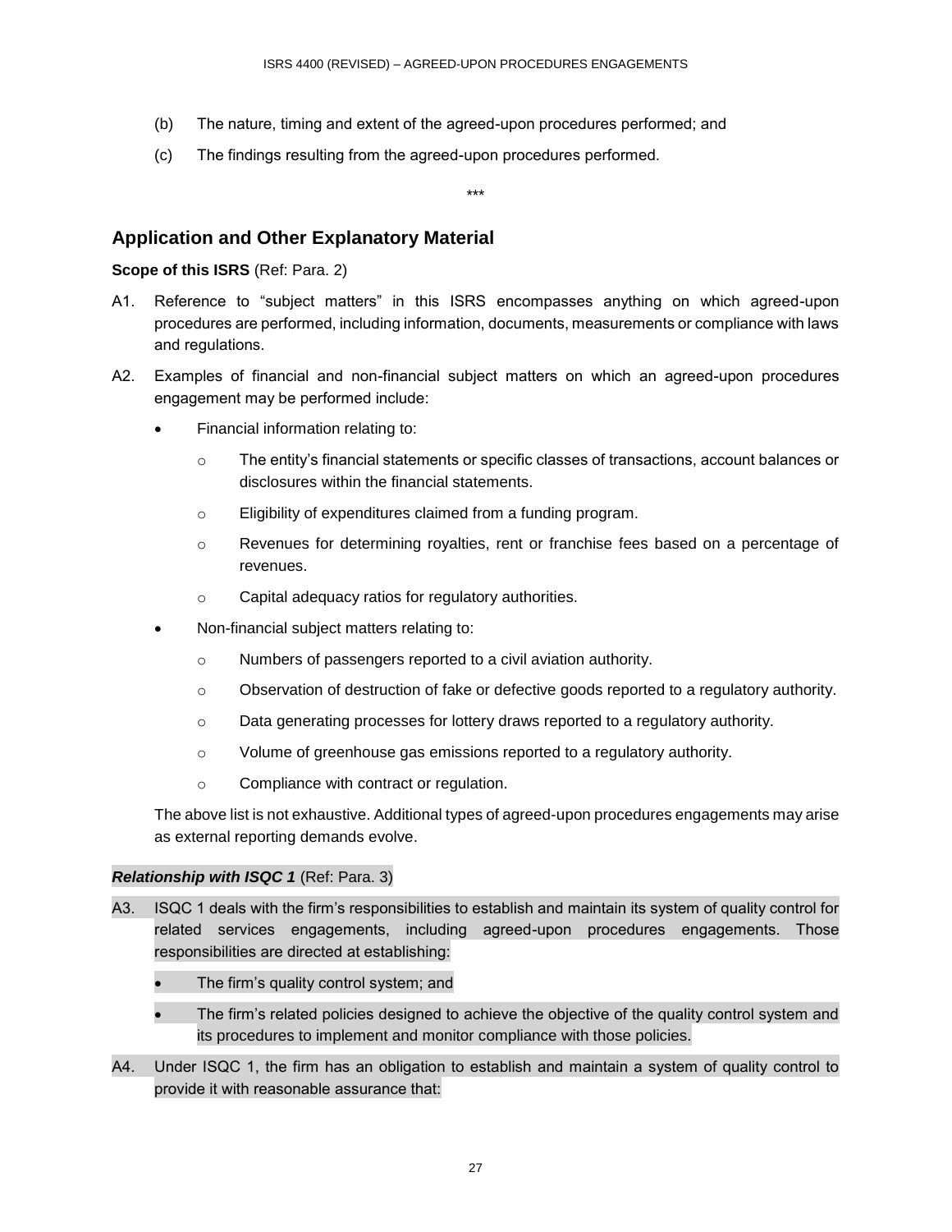(b) The nature, timing and extent of the agreed-upon procedures performed; and

(c) The findings resulting from the agreed-upon procedures performed.

\*\*\*

## Application and Other Explanatory Material

**Scope of this ISRS** (Ref: Para. 2)

A1. Reference to "subject matters" in this ISRS encompasses anything on which agreed-upon procedures are performed, including information, documents, measurements or compliance with laws and regulations.

A2. Examples of financial and non-financial subject matters on which an agreed-upon procedures engagement may be performed include:

- Financial information relating to:
  - The entity's financial statements or specific classes of transactions, account balances or disclosures within the financial statements.
  - Eligibility of expenditures claimed from a funding program.
  - Revenues for determining royalties, rent or franchise fees based on a percentage of revenues.
  - Capital adequacy ratios for regulatory authorities.
- Non-financial subject matters relating to:
  - Numbers of passengers reported to a civil aviation authority.
  - Observation of destruction of fake or defective goods reported to a regulatory authority.
  - Data generating processes for lottery draws reported to a regulatory authority.
  - Volume of greenhouse gas emissions reported to a regulatory authority.
  - Compliance with contract or regulation.

The above list is not exhaustive. Additional types of agreed-upon procedures engagements may arise as external reporting demands evolve.

***Relationship with ISQC 1*** (Ref: Para. 3)

A3. ISQC 1 deals with the firm's responsibilities to establish and maintain its system of quality control for related services engagements, including agreed-upon procedures engagements. Those responsibilities are directed at establishing:

- The firm's quality control system; and
- The firm's related policies designed to achieve the objective of the quality control system and its procedures to implement and monitor compliance with those policies.

A4. Under ISQC 1, the firm has an obligation to establish and maintain a system of quality control to provide it with reasonable assurance that: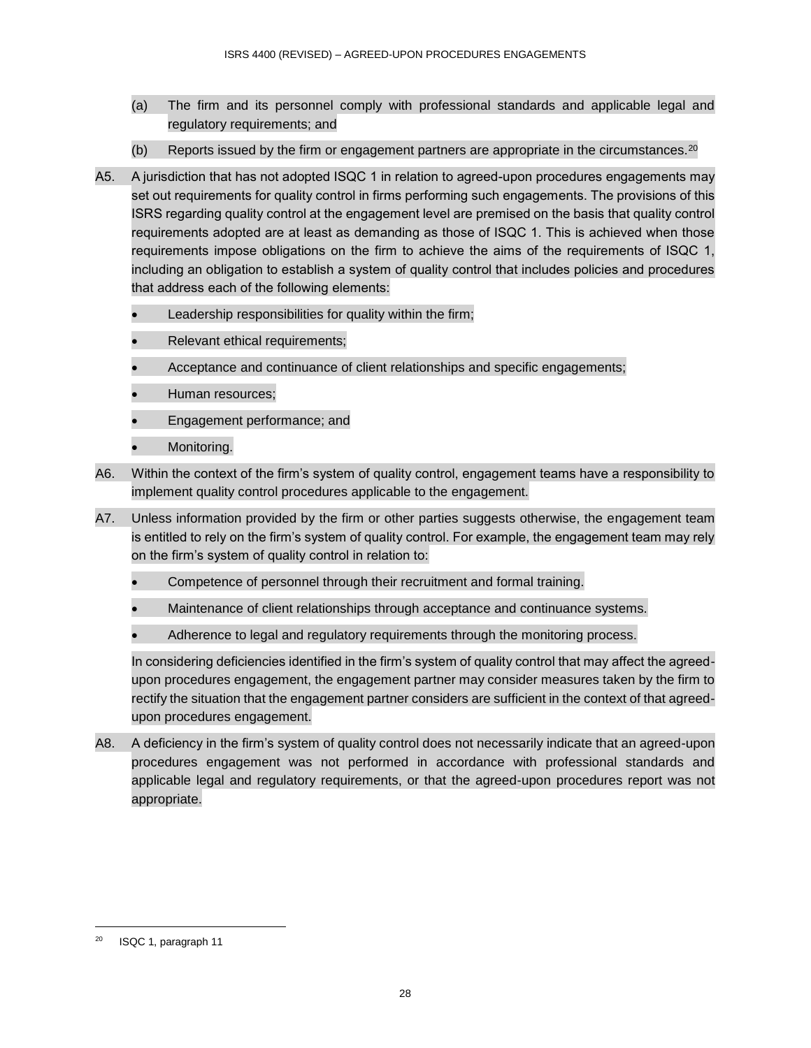(a) The firm and its personnel comply with professional standards and applicable legal and regulatory requirements; and

(b) Reports issued by the firm or engagement partners are appropriate in the circumstances.[20]

A5. A jurisdiction that has not adopted ISQC 1 in relation to agreed-upon procedures engagements may set out requirements for quality control in firms performing such engagements. The provisions of this ISRS regarding quality control at the engagement level are premised on the basis that quality control requirements adopted are at least as demanding as those of ISQC 1. This is achieved when those requirements impose obligations on the firm to achieve the aims of the requirements of ISQC 1, including an obligation to establish a system of quality control that includes policies and procedures that address each of the following elements:

- Leadership responsibilities for quality within the firm;
- Relevant ethical requirements;
- Acceptance and continuance of client relationships and specific engagements;
- Human resources;
- Engagement performance; and
- Monitoring.

A6. Within the context of the firm's system of quality control, engagement teams have a responsibility to implement quality control procedures applicable to the engagement.

A7. Unless information provided by the firm or other parties suggests otherwise, the engagement team is entitled to rely on the firm's system of quality control. For example, the engagement team may rely on the firm's system of quality control in relation to:

- Competence of personnel through their recruitment and formal training.
- Maintenance of client relationships through acceptance and continuance systems.
- Adherence to legal and regulatory requirements through the monitoring process.

In considering deficiencies identified in the firm's system of quality control that may affect the agreed-upon procedures engagement, the engagement partner may consider measures taken by the firm to rectify the situation that the engagement partner considers are sufficient in the context of that agreed-upon procedures engagement.

A8. A deficiency in the firm's system of quality control does not necessarily indicate that an agreed-upon procedures engagement was not performed in accordance with professional standards and applicable legal and regulatory requirements, or that the agreed-upon procedures report was not appropriate.

[20] ISQC 1, paragraph 11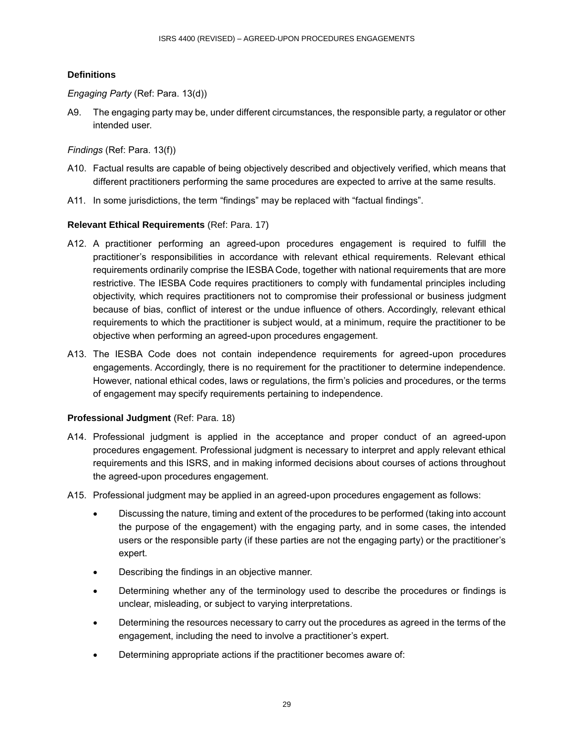### Definitions

*Engaging Party* (Ref: Para. 13(d))

A9. The engaging party may be, under different circumstances, the responsible party, a regulator or other intended user.

*Findings* (Ref: Para. 13(f))

A10. Factual results are capable of being objectively described and objectively verified, which means that different practitioners performing the same procedures are expected to arrive at the same results.

A11. In some jurisdictions, the term "findings" may be replaced with "factual findings".

### Relevant Ethical Requirements (Ref: Para. 17)

A12. A practitioner performing an agreed-upon procedures engagement is required to fulfill the practitioner's responsibilities in accordance with relevant ethical requirements. Relevant ethical requirements ordinarily comprise the IESBA Code, together with national requirements that are more restrictive. The IESBA Code requires practitioners to comply with fundamental principles including objectivity, which requires practitioners not to compromise their professional or business judgment because of bias, conflict of interest or the undue influence of others. Accordingly, relevant ethical requirements to which the practitioner is subject would, at a minimum, require the practitioner to be objective when performing an agreed-upon procedures engagement.

A13. The IESBA Code does not contain independence requirements for agreed-upon procedures engagements. Accordingly, there is no requirement for the practitioner to determine independence. However, national ethical codes, laws or regulations, the firm's policies and procedures, or the terms of engagement may specify requirements pertaining to independence.

### Professional Judgment (Ref: Para. 18)

A14. Professional judgment is applied in the acceptance and proper conduct of an agreed-upon procedures engagement. Professional judgment is necessary to interpret and apply relevant ethical requirements and this ISRS, and in making informed decisions about courses of actions throughout the agreed-upon procedures engagement.

A15. Professional judgment may be applied in an agreed-upon procedures engagement as follows:

- Discussing the nature, timing and extent of the procedures to be performed (taking into account the purpose of the engagement) with the engaging party, and in some cases, the intended users or the responsible party (if these parties are not the engaging party) or the practitioner's expert.
- Describing the findings in an objective manner.
- Determining whether any of the terminology used to describe the procedures or findings is unclear, misleading, or subject to varying interpretations.
- Determining the resources necessary to carry out the procedures as agreed in the terms of the engagement, including the need to involve a practitioner's expert.
- Determining appropriate actions if the practitioner becomes aware of: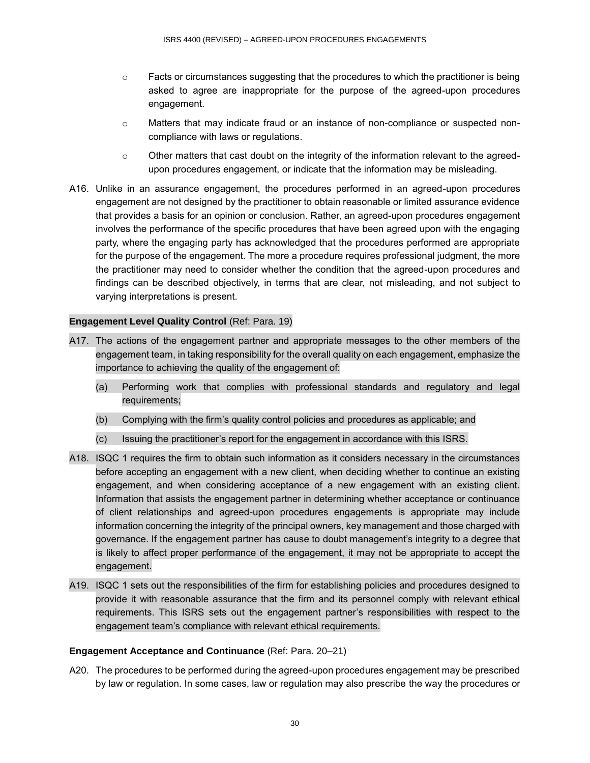- Facts or circumstances suggesting that the procedures to which the practitioner is being asked to agree are inappropriate for the purpose of the agreed-upon procedures engagement.
- Matters that may indicate fraud or an instance of non-compliance or suspected non-compliance with laws or regulations.
- Other matters that cast doubt on the integrity of the information relevant to the agreed-upon procedures engagement, or indicate that the information may be misleading.

A16. Unlike in an assurance engagement, the procedures performed in an agreed-upon procedures engagement are not designed by the practitioner to obtain reasonable or limited assurance evidence that provides a basis for an opinion or conclusion. Rather, an agreed-upon procedures engagement involves the performance of the specific procedures that have been agreed upon with the engaging party, where the engaging party has acknowledged that the procedures performed are appropriate for the purpose of the engagement. The more a procedure requires professional judgment, the more the practitioner may need to consider whether the condition that the agreed-upon procedures and findings can be described objectively, in terms that are clear, not misleading, and not subject to varying interpretations is present.

**Engagement Level Quality Control** (Ref: Para. 19)

A17. The actions of the engagement partner and appropriate messages to the other members of the engagement team, in taking responsibility for the overall quality on each engagement, emphasize the importance to achieving the quality of the engagement of:

(a) Performing work that complies with professional standards and regulatory and legal requirements;

(b) Complying with the firm's quality control policies and procedures as applicable; and

(c) Issuing the practitioner's report for the engagement in accordance with this ISRS.

A18. ISQC 1 requires the firm to obtain such information as it considers necessary in the circumstances before accepting an engagement with a new client, when deciding whether to continue an existing engagement, and when considering acceptance of a new engagement with an existing client. Information that assists the engagement partner in determining whether acceptance or continuance of client relationships and agreed-upon procedures engagements is appropriate may include information concerning the integrity of the principal owners, key management and those charged with governance. If the engagement partner has cause to doubt management's integrity to a degree that is likely to affect proper performance of the engagement, it may not be appropriate to accept the engagement.

A19. ISQC 1 sets out the responsibilities of the firm for establishing policies and procedures designed to provide it with reasonable assurance that the firm and its personnel comply with relevant ethical requirements. This ISRS sets out the engagement partner's responsibilities with respect to the engagement team's compliance with relevant ethical requirements.

**Engagement Acceptance and Continuance** (Ref: Para. 20–21)

A20. The procedures to be performed during the agreed-upon procedures engagement may be prescribed by law or regulation. In some cases, law or regulation may also prescribe the way the procedures or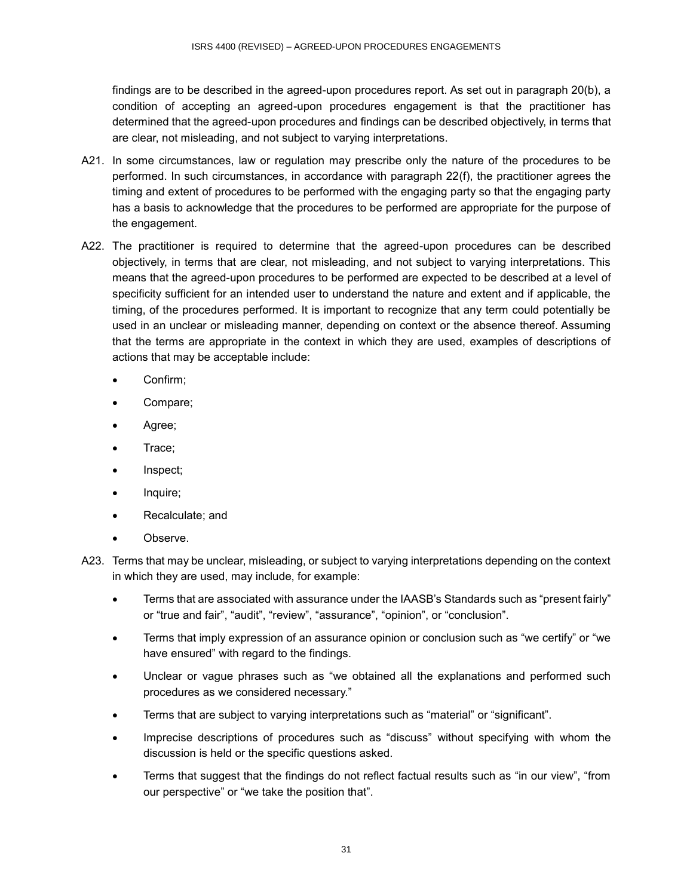findings are to be described in the agreed-upon procedures report. As set out in paragraph 20(b), a condition of accepting an agreed-upon procedures engagement is that the practitioner has determined that the agreed-upon procedures and findings can be described objectively, in terms that are clear, not misleading, and not subject to varying interpretations.

A21. In some circumstances, law or regulation may prescribe only the nature of the procedures to be performed. In such circumstances, in accordance with paragraph 22(f), the practitioner agrees the timing and extent of procedures to be performed with the engaging party so that the engaging party has a basis to acknowledge that the procedures to be performed are appropriate for the purpose of the engagement.

A22. The practitioner is required to determine that the agreed-upon procedures can be described objectively, in terms that are clear, not misleading, and not subject to varying interpretations. This means that the agreed-upon procedures to be performed are expected to be described at a level of specificity sufficient for an intended user to understand the nature and extent and if applicable, the timing, of the procedures performed. It is important to recognize that any term could potentially be used in an unclear or misleading manner, depending on context or the absence thereof. Assuming that the terms are appropriate in the context in which they are used, examples of descriptions of actions that may be acceptable include:

- Confirm;
- Compare;
- Agree;
- Trace;
- Inspect;
- Inquire;
- Recalculate; and
- Observe.

A23. Terms that may be unclear, misleading, or subject to varying interpretations depending on the context in which they are used, may include, for example:

- Terms that are associated with assurance under the IAASB's Standards such as "present fairly" or "true and fair", "audit", "review", "assurance", "opinion", or "conclusion".
- Terms that imply expression of an assurance opinion or conclusion such as "we certify" or "we have ensured" with regard to the findings.
- Unclear or vague phrases such as "we obtained all the explanations and performed such procedures as we considered necessary."
- Terms that are subject to varying interpretations such as "material" or "significant".
- Imprecise descriptions of procedures such as "discuss" without specifying with whom the discussion is held or the specific questions asked.
- Terms that suggest that the findings do not reflect factual results such as "in our view", "from our perspective" or "we take the position that".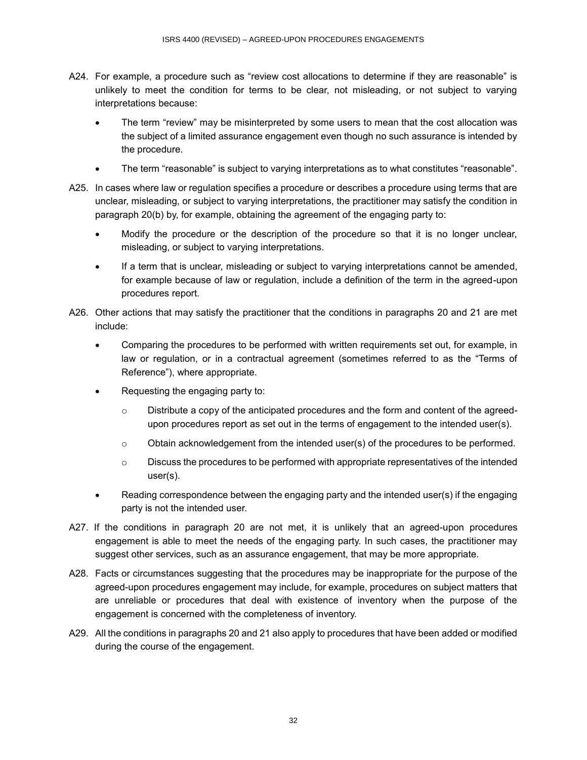A24. For example, a procedure such as "review cost allocations to determine if they are reasonable" is unlikely to meet the condition for terms to be clear, not misleading, or not subject to varying interpretations because:

- The term "review" may be misinterpreted by some users to mean that the cost allocation was the subject of a limited assurance engagement even though no such assurance is intended by the procedure.
- The term "reasonable" is subject to varying interpretations as to what constitutes "reasonable".

A25. In cases where law or regulation specifies a procedure or describes a procedure using terms that are unclear, misleading, or subject to varying interpretations, the practitioner may satisfy the condition in paragraph 20(b) by, for example, obtaining the agreement of the engaging party to:

- Modify the procedure or the description of the procedure so that it is no longer unclear, misleading, or subject to varying interpretations.
- If a term that is unclear, misleading or subject to varying interpretations cannot be amended, for example because of law or regulation, include a definition of the term in the agreed-upon procedures report.

A26. Other actions that may satisfy the practitioner that the conditions in paragraphs 20 and 21 are met include:

- Comparing the procedures to be performed with written requirements set out, for example, in law or regulation, or in a contractual agreement (sometimes referred to as the "Terms of Reference"), where appropriate.
- Requesting the engaging party to:
  - Distribute a copy of the anticipated procedures and the form and content of the agreed-upon procedures report as set out in the terms of engagement to the intended user(s).
  - Obtain acknowledgement from the intended user(s) of the procedures to be performed.
  - Discuss the procedures to be performed with appropriate representatives of the intended user(s).
- Reading correspondence between the engaging party and the intended user(s) if the engaging party is not the intended user.

A27. If the conditions in paragraph 20 are not met, it is unlikely that an agreed-upon procedures engagement is able to meet the needs of the engaging party. In such cases, the practitioner may suggest other services, such as an assurance engagement, that may be more appropriate.

A28. Facts or circumstances suggesting that the procedures may be inappropriate for the purpose of the agreed-upon procedures engagement may include, for example, procedures on subject matters that are unreliable or procedures that deal with existence of inventory when the purpose of the engagement is concerned with the completeness of inventory.

A29. All the conditions in paragraphs 20 and 21 also apply to procedures that have been added or modified during the course of the engagement.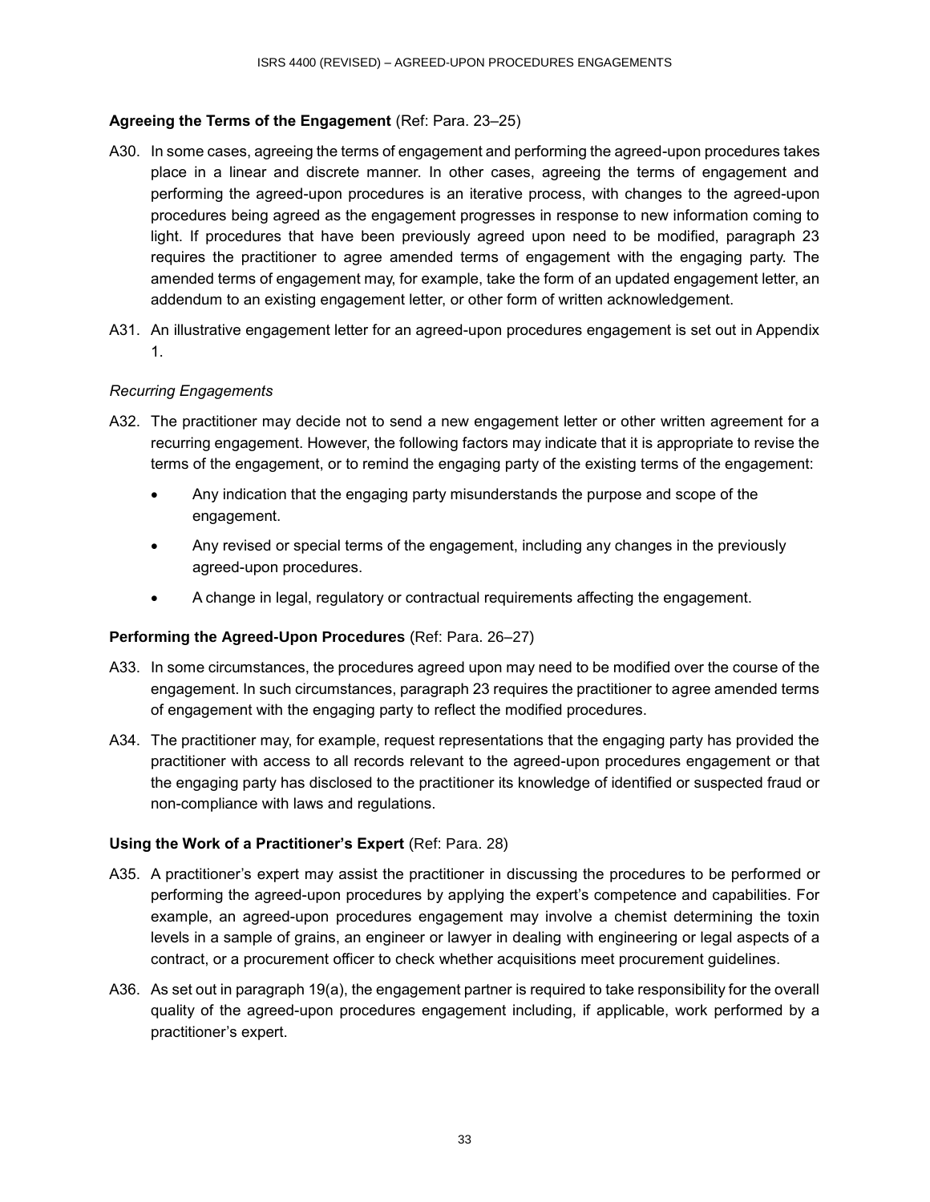**Agreeing the Terms of the Engagement** (Ref: Para. 23–25)

A30. In some cases, agreeing the terms of engagement and performing the agreed-upon procedures takes place in a linear and discrete manner. In other cases, agreeing the terms of engagement and performing the agreed-upon procedures is an iterative process, with changes to the agreed-upon procedures being agreed as the engagement progresses in response to new information coming to light. If procedures that have been previously agreed upon need to be modified, paragraph 23 requires the practitioner to agree amended terms of engagement with the engaging party. The amended terms of engagement may, for example, take the form of an updated engagement letter, an addendum to an existing engagement letter, or other form of written acknowledgement.

A31. An illustrative engagement letter for an agreed-upon procedures engagement is set out in Appendix 1.

*Recurring Engagements*

A32. The practitioner may decide not to send a new engagement letter or other written agreement for a recurring engagement. However, the following factors may indicate that it is appropriate to revise the terms of the engagement, or to remind the engaging party of the existing terms of the engagement:

- Any indication that the engaging party misunderstands the purpose and scope of the engagement.
- Any revised or special terms of the engagement, including any changes in the previously agreed-upon procedures.
- A change in legal, regulatory or contractual requirements affecting the engagement.

**Performing the Agreed-Upon Procedures** (Ref: Para. 26–27)

A33. In some circumstances, the procedures agreed upon may need to be modified over the course of the engagement. In such circumstances, paragraph 23 requires the practitioner to agree amended terms of engagement with the engaging party to reflect the modified procedures.

A34. The practitioner may, for example, request representations that the engaging party has provided the practitioner with access to all records relevant to the agreed-upon procedures engagement or that the engaging party has disclosed to the practitioner its knowledge of identified or suspected fraud or non-compliance with laws and regulations.

**Using the Work of a Practitioner's Expert** (Ref: Para. 28)

A35. A practitioner's expert may assist the practitioner in discussing the procedures to be performed or performing the agreed-upon procedures by applying the expert's competence and capabilities. For example, an agreed-upon procedures engagement may involve a chemist determining the toxin levels in a sample of grains, an engineer or lawyer in dealing with engineering or legal aspects of a contract, or a procurement officer to check whether acquisitions meet procurement guidelines.

A36. As set out in paragraph 19(a), the engagement partner is required to take responsibility for the overall quality of the agreed-upon procedures engagement including, if applicable, work performed by a practitioner's expert.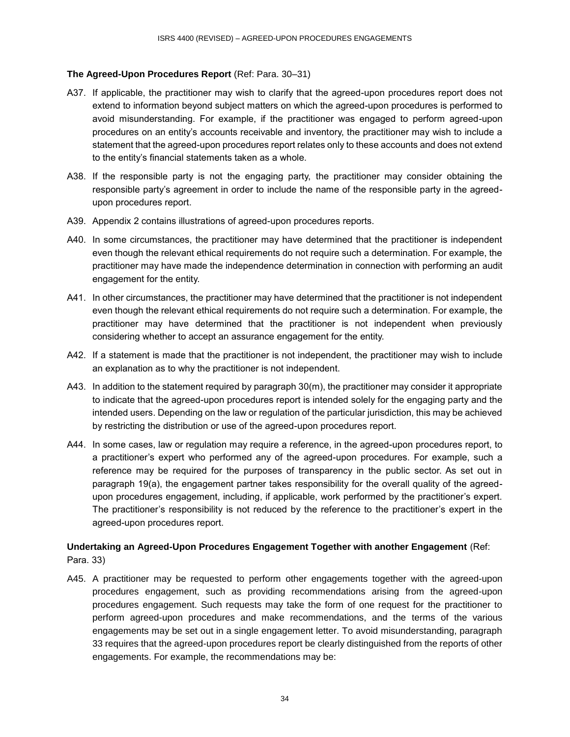### **The Agreed-Upon Procedures Report** (Ref: Para. 30–31)

A37. If applicable, the practitioner may wish to clarify that the agreed-upon procedures report does not extend to information beyond subject matters on which the agreed-upon procedures is performed to avoid misunderstanding. For example, if the practitioner was engaged to perform agreed-upon procedures on an entity's accounts receivable and inventory, the practitioner may wish to include a statement that the agreed-upon procedures report relates only to these accounts and does not extend to the entity's financial statements taken as a whole.

A38. If the responsible party is not the engaging party, the practitioner may consider obtaining the responsible party's agreement in order to include the name of the responsible party in the agreed-upon procedures report.

A39. Appendix 2 contains illustrations of agreed-upon procedures reports.

A40. In some circumstances, the practitioner may have determined that the practitioner is independent even though the relevant ethical requirements do not require such a determination. For example, the practitioner may have made the independence determination in connection with performing an audit engagement for the entity.

A41. In other circumstances, the practitioner may have determined that the practitioner is not independent even though the relevant ethical requirements do not require such a determination. For example, the practitioner may have determined that the practitioner is not independent when previously considering whether to accept an assurance engagement for the entity.

A42. If a statement is made that the practitioner is not independent, the practitioner may wish to include an explanation as to why the practitioner is not independent.

A43. In addition to the statement required by paragraph 30(m), the practitioner may consider it appropriate to indicate that the agreed-upon procedures report is intended solely for the engaging party and the intended users. Depending on the law or regulation of the particular jurisdiction, this may be achieved by restricting the distribution or use of the agreed-upon procedures report.

A44. In some cases, law or regulation may require a reference, in the agreed-upon procedures report, to a practitioner's expert who performed any of the agreed-upon procedures. For example, such a reference may be required for the purposes of transparency in the public sector. As set out in paragraph 19(a), the engagement partner takes responsibility for the overall quality of the agreed-upon procedures engagement, including, if applicable, work performed by the practitioner's expert. The practitioner's responsibility is not reduced by the reference to the practitioner's expert in the agreed-upon procedures report.

### **Undertaking an Agreed-Upon Procedures Engagement Together with another Engagement** (Ref: Para. 33)

A45. A practitioner may be requested to perform other engagements together with the agreed-upon procedures engagement, such as providing recommendations arising from the agreed-upon procedures engagement. Such requests may take the form of one request for the practitioner to perform agreed-upon procedures and make recommendations, and the terms of the various engagements may be set out in a single engagement letter. To avoid misunderstanding, paragraph 33 requires that the agreed-upon procedures report be clearly distinguished from the reports of other engagements. For example, the recommendations may be: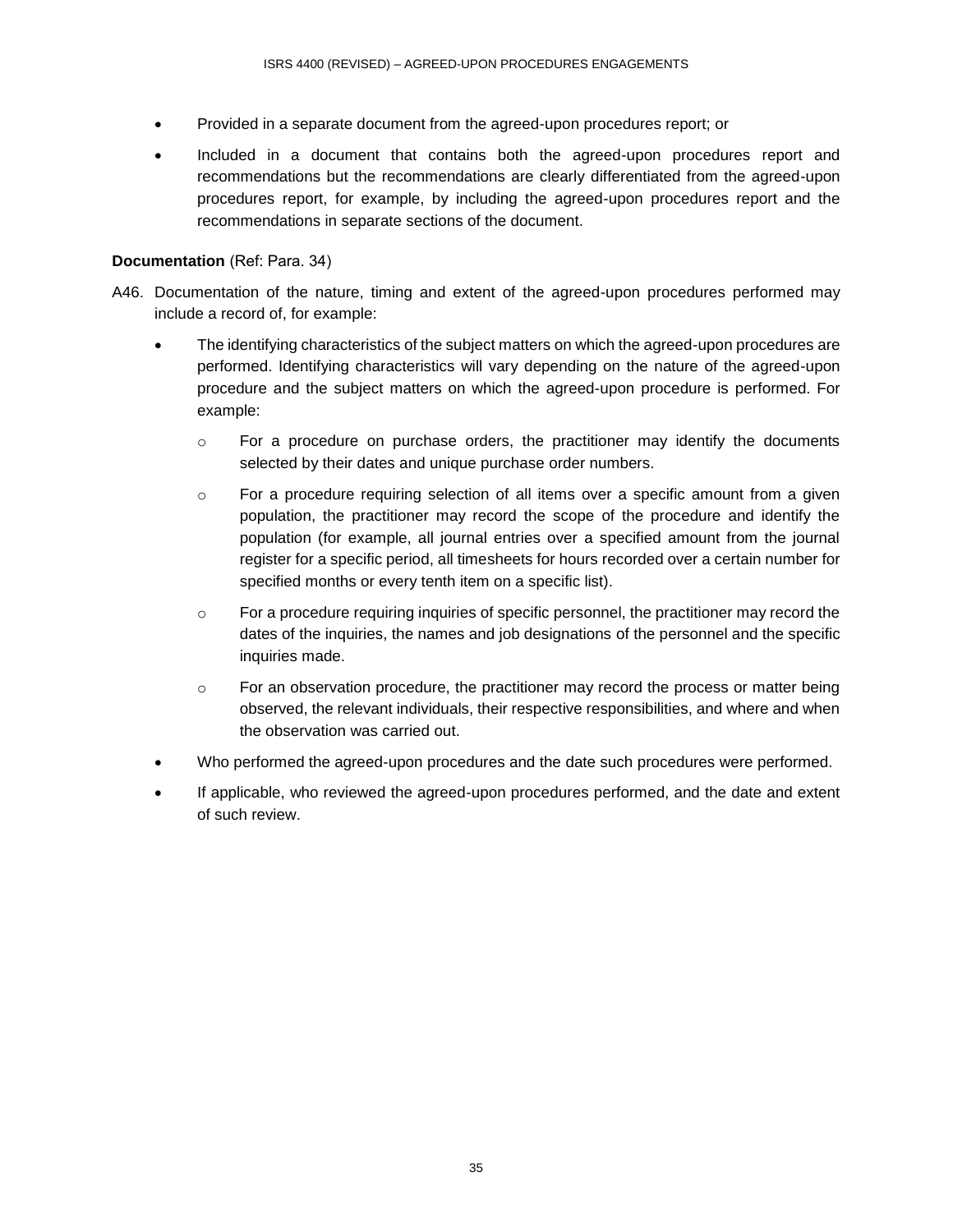- Provided in a separate document from the agreed-upon procedures report; or
- Included in a document that contains both the agreed-upon procedures report and recommendations but the recommendations are clearly differentiated from the agreed-upon procedures report, for example, by including the agreed-upon procedures report and the recommendations in separate sections of the document.

**Documentation** (Ref: Para. 34)

A46. Documentation of the nature, timing and extent of the agreed-upon procedures performed may include a record of, for example:

- The identifying characteristics of the subject matters on which the agreed-upon procedures are performed. Identifying characteristics will vary depending on the nature of the agreed-upon procedure and the subject matters on which the agreed-upon procedure is performed. For example:
    - For a procedure on purchase orders, the practitioner may identify the documents selected by their dates and unique purchase order numbers.
    - For a procedure requiring selection of all items over a specific amount from a given population, the practitioner may record the scope of the procedure and identify the population (for example, all journal entries over a specified amount from the journal register for a specific period, all timesheets for hours recorded over a certain number for specified months or every tenth item on a specific list).
    - For a procedure requiring inquiries of specific personnel, the practitioner may record the dates of the inquiries, the names and job designations of the personnel and the specific inquiries made.
    - For an observation procedure, the practitioner may record the process or matter being observed, the relevant individuals, their respective responsibilities, and where and when the observation was carried out.
- Who performed the agreed-upon procedures and the date such procedures were performed.
- If applicable, who reviewed the agreed-upon procedures performed, and the date and extent of such review.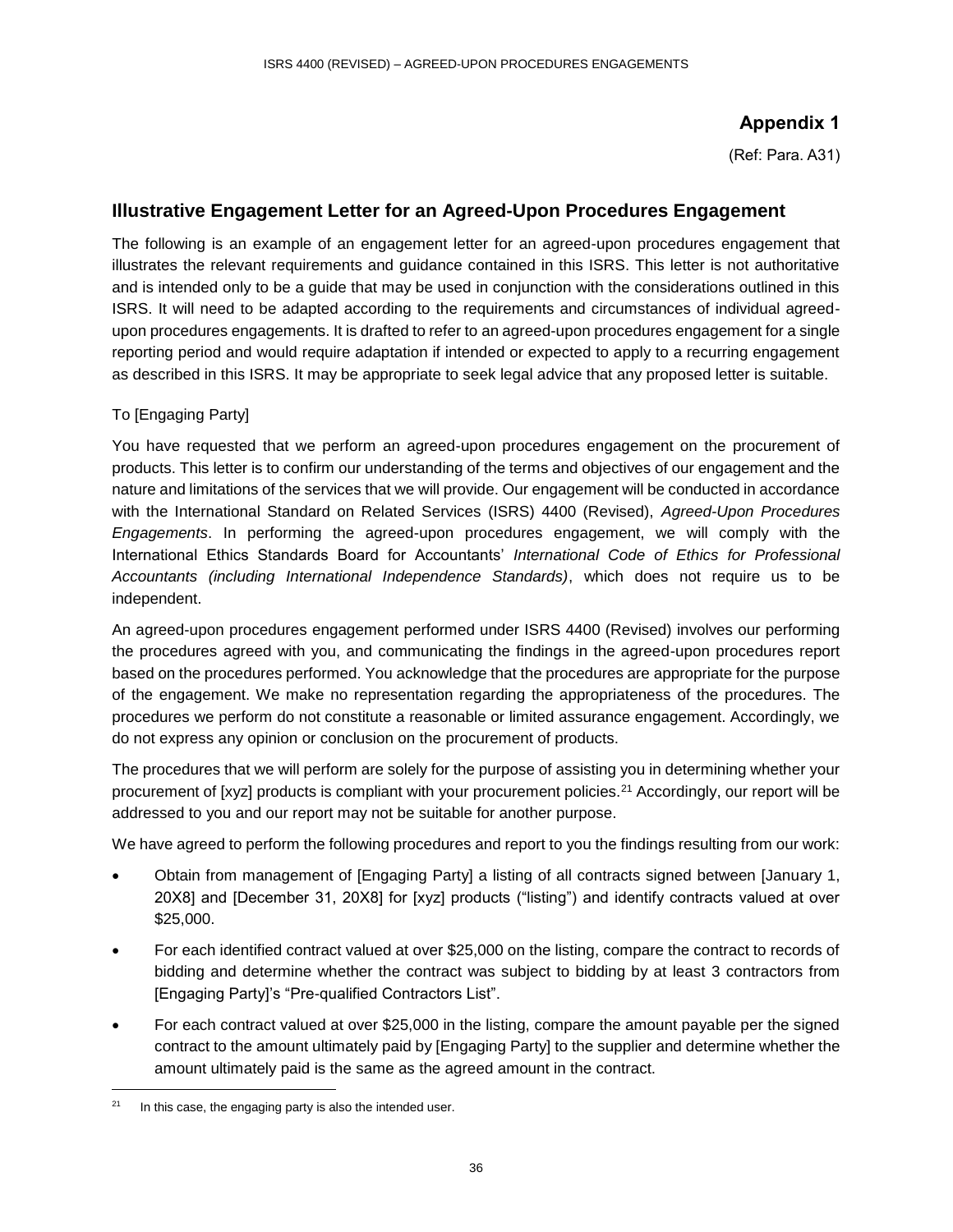# Appendix 1

(Ref: Para. A31)

## Illustrative Engagement Letter for an Agreed-Upon Procedures Engagement

The following is an example of an engagement letter for an agreed-upon procedures engagement that illustrates the relevant requirements and guidance contained in this ISRS. This letter is not authoritative and is intended only to be a guide that may be used in conjunction with the considerations outlined in this ISRS. It will need to be adapted according to the requirements and circumstances of individual agreed-upon procedures engagements. It is drafted to refer to an agreed-upon procedures engagement for a single reporting period and would require adaptation if intended or expected to apply to a recurring engagement as described in this ISRS. It may be appropriate to seek legal advice that any proposed letter is suitable.

To [Engaging Party]

You have requested that we perform an agreed-upon procedures engagement on the procurement of products. This letter is to confirm our understanding of the terms and objectives of our engagement and the nature and limitations of the services that we will provide. Our engagement will be conducted in accordance with the International Standard on Related Services (ISRS) 4400 (Revised), *Agreed-Upon Procedures Engagements*. In performing the agreed-upon procedures engagement, we will comply with the International Ethics Standards Board for Accountants' *International Code of Ethics for Professional Accountants (including International Independence Standards)*, which does not require us to be independent.

An agreed-upon procedures engagement performed under ISRS 4400 (Revised) involves our performing the procedures agreed with you, and communicating the findings in the agreed-upon procedures report based on the procedures performed. You acknowledge that the procedures are appropriate for the purpose of the engagement. We make no representation regarding the appropriateness of the procedures. The procedures we perform do not constitute a reasonable or limited assurance engagement. Accordingly, we do not express any opinion or conclusion on the procurement of products.

The procedures that we will perform are solely for the purpose of assisting you in determining whether your procurement of [xyz] products is compliant with your procurement policies.[21] Accordingly, our report will be addressed to you and our report may not be suitable for another purpose.

We have agreed to perform the following procedures and report to you the findings resulting from our work:

- Obtain from management of [Engaging Party] a listing of all contracts signed between [January 1, 20X8] and [December 31, 20X8] for [xyz] products ("listing") and identify contracts valued at over $25,000.
- For each identified contract valued at over $25,000 on the listing, compare the contract to records of bidding and determine whether the contract was subject to bidding by at least 3 contractors from [Engaging Party]'s "Pre-qualified Contractors List".
- For each contract valued at over $25,000 in the listing, compare the amount payable per the signed contract to the amount ultimately paid by [Engaging Party] to the supplier and determine whether the amount ultimately paid is the same as the agreed amount in the contract.

---

[21] In this case, the engaging party is also the intended user.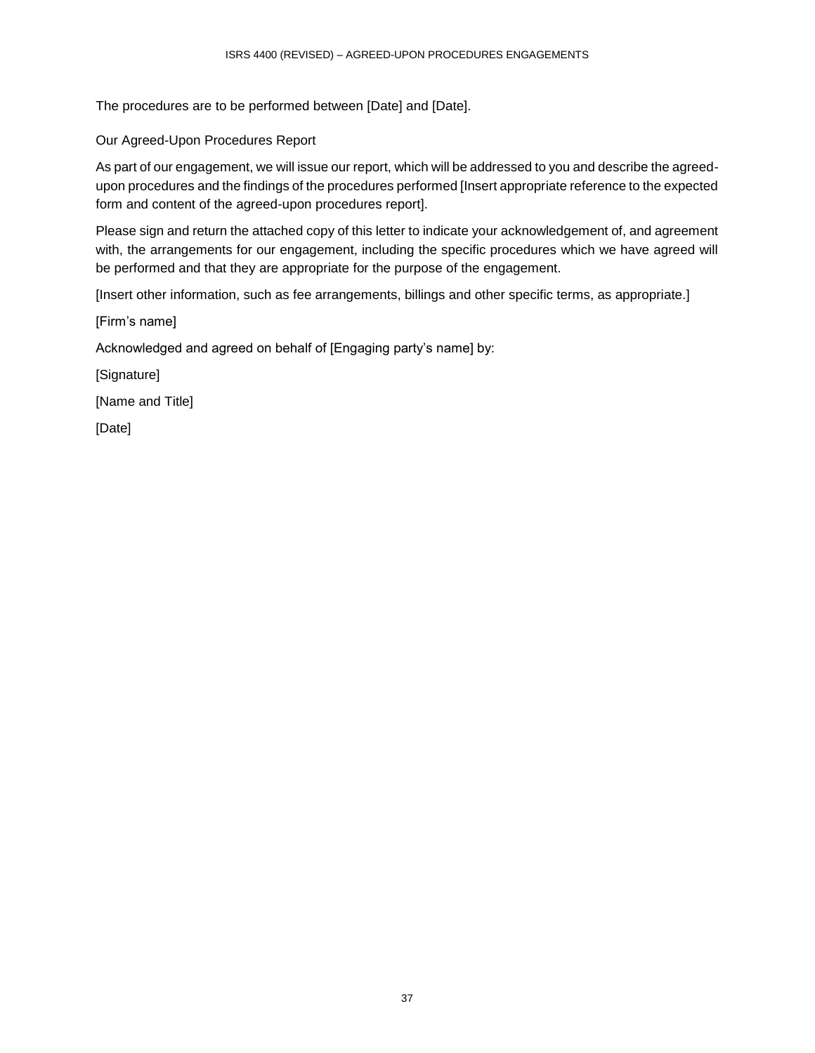The procedures are to be performed between [Date] and [Date].

Our Agreed-Upon Procedures Report

As part of our engagement, we will issue our report, which will be addressed to you and describe the agreed-upon procedures and the findings of the procedures performed [Insert appropriate reference to the expected form and content of the agreed-upon procedures report].

Please sign and return the attached copy of this letter to indicate your acknowledgement of, and agreement with, the arrangements for our engagement, including the specific procedures which we have agreed will be performed and that they are appropriate for the purpose of the engagement.

[Insert other information, such as fee arrangements, billings and other specific terms, as appropriate.]

[Firm's name]

Acknowledged and agreed on behalf of [Engaging party's name] by:

[Signature]

[Name and Title]

[Date]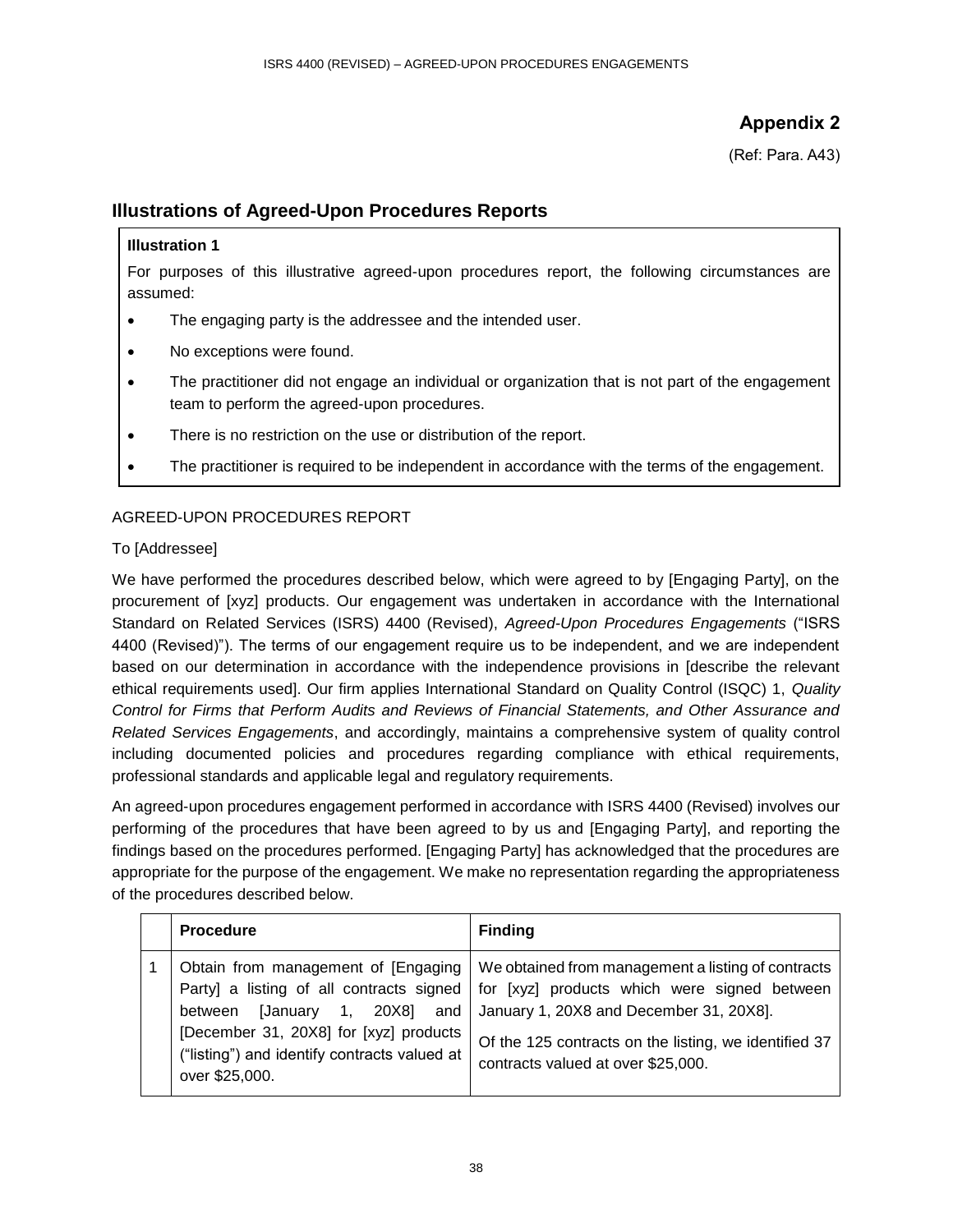## Appendix 2

(Ref: Para. A43)

## Illustrations of Agreed-Upon Procedures Reports

**Illustration 1**

For purposes of this illustrative agreed-upon procedures report, the following circumstances are assumed:

- The engaging party is the addressee and the intended user.
- No exceptions were found.
- The practitioner did not engage an individual or organization that is not part of the engagement team to perform the agreed-upon procedures.
- There is no restriction on the use or distribution of the report.
- The practitioner is required to be independent in accordance with the terms of the engagement.

AGREED-UPON PROCEDURES REPORT

To [Addressee]

We have performed the procedures described below, which were agreed to by [Engaging Party], on the procurement of [xyz] products. Our engagement was undertaken in accordance with the International Standard on Related Services (ISRS) 4400 (Revised), *Agreed-Upon Procedures Engagements* ("ISRS 4400 (Revised)"). The terms of our engagement require us to be independent, and we are independent based on our determination in accordance with the independence provisions in [describe the relevant ethical requirements used]. Our firm applies International Standard on Quality Control (ISQC) 1, *Quality Control for Firms that Perform Audits and Reviews of Financial Statements, and Other Assurance and Related Services Engagements*, and accordingly, maintains a comprehensive system of quality control including documented policies and procedures regarding compliance with ethical requirements, professional standards and applicable legal and regulatory requirements.

An agreed-upon procedures engagement performed in accordance with ISRS 4400 (Revised) involves our performing of the procedures that have been agreed to by us and [Engaging Party], and reporting the findings based on the procedures performed. [Engaging Party] has acknowledged that the procedures are appropriate for the purpose of the engagement. We make no representation regarding the appropriateness of the procedures described below.

| | Procedure | Finding |
|---|---|---|
| 1 | Obtain from management of [Engaging Party] a listing of all contracts signed between [January 1, 20X8] and [December 31, 20X8] for [xyz] products ("listing") and identify contracts valued at over $25,000. | We obtained from management a listing of contracts for [xyz] products which were signed between January 1, 20X8 and December 31, 20X8].<br><br>Of the 125 contracts on the listing, we identified 37 contracts valued at over $25,000. |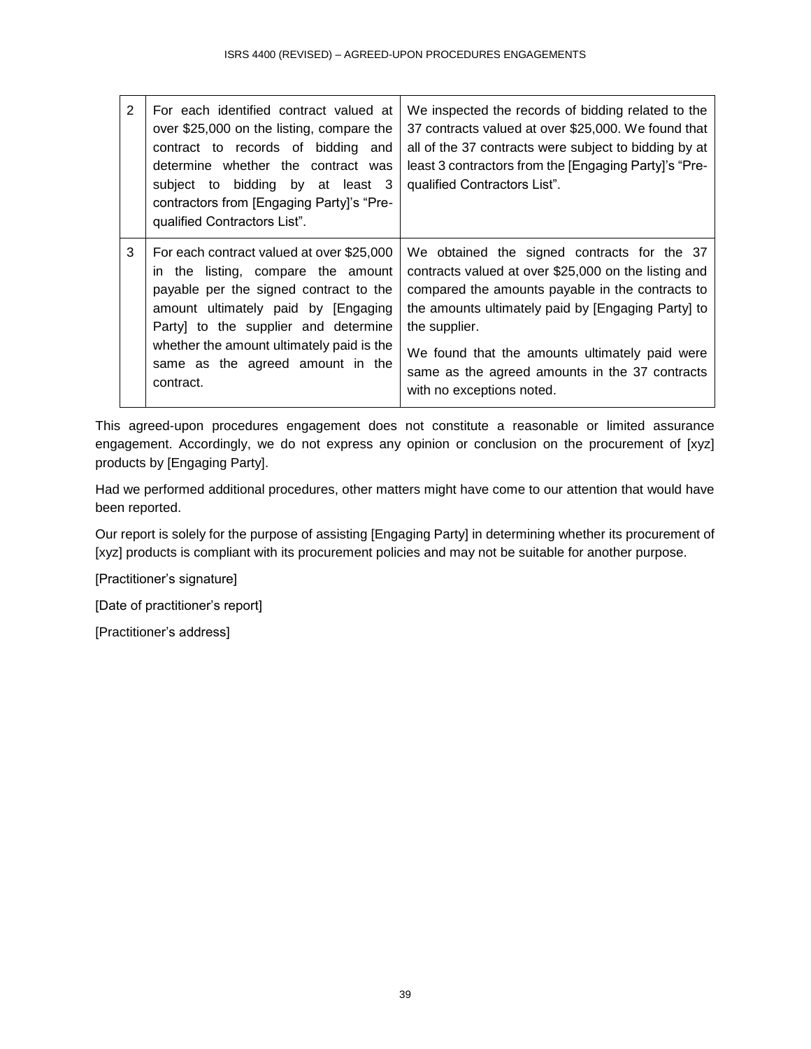| | | |
|---|---|---|
| 2 | For each identified contract valued at over $25,000 on the listing, compare the contract to records of bidding and determine whether the contract was subject to bidding by at least 3 contractors from [Engaging Party]'s "Pre-qualified Contractors List". | We inspected the records of bidding related to the 37 contracts valued at over $25,000. We found that all of the 37 contracts were subject to bidding by at least 3 contractors from the [Engaging Party]'s "Pre-qualified Contractors List". |
| 3 | For each contract valued at over $25,000 in the listing, compare the amount payable per the signed contract to the amount ultimately paid by [Engaging Party] to the supplier and determine whether the amount ultimately paid is the same as the agreed amount in the contract. | We obtained the signed contracts for the 37 contracts valued at over $25,000 on the listing and compared the amounts payable in the contracts to the amounts ultimately paid by [Engaging Party] to the supplier.<br><br>We found that the amounts ultimately paid were same as the agreed amounts in the 37 contracts with no exceptions noted. |

This agreed-upon procedures engagement does not constitute a reasonable or limited assurance engagement. Accordingly, we do not express any opinion or conclusion on the procurement of [xyz] products by [Engaging Party].

Had we performed additional procedures, other matters might have come to our attention that would have been reported.

Our report is solely for the purpose of assisting [Engaging Party] in determining whether its procurement of [xyz] products is compliant with its procurement policies and may not be suitable for another purpose.

[Practitioner's signature]

[Date of practitioner's report]

[Practitioner's address]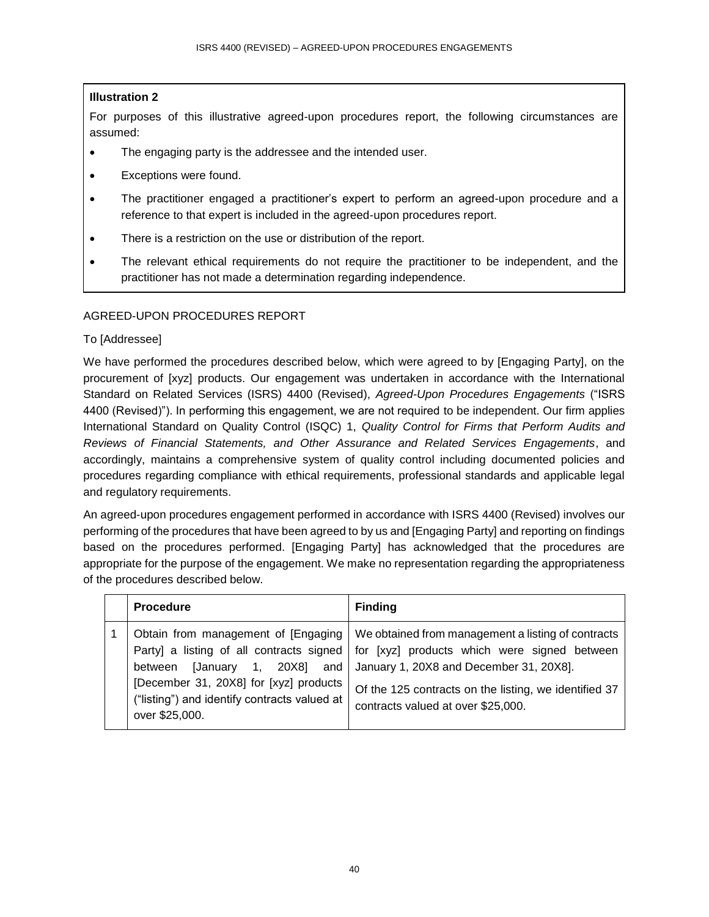**Illustration 2**

For purposes of this illustrative agreed-upon procedures report, the following circumstances are assumed:

- The engaging party is the addressee and the intended user.
- Exceptions were found.
- The practitioner engaged a practitioner's expert to perform an agreed-upon procedure and a reference to that expert is included in the agreed-upon procedures report.
- There is a restriction on the use or distribution of the report.
- The relevant ethical requirements do not require the practitioner to be independent, and the practitioner has not made a determination regarding independence.

AGREED-UPON PROCEDURES REPORT

To [Addressee]

We have performed the procedures described below, which were agreed to by [Engaging Party], on the procurement of [xyz] products. Our engagement was undertaken in accordance with the International Standard on Related Services (ISRS) 4400 (Revised), *Agreed-Upon Procedures Engagements* ("ISRS 4400 (Revised)"). In performing this engagement, we are not required to be independent. Our firm applies International Standard on Quality Control (ISQC) 1, *Quality Control for Firms that Perform Audits and Reviews of Financial Statements, and Other Assurance and Related Services Engagements*, and accordingly, maintains a comprehensive system of quality control including documented policies and procedures regarding compliance with ethical requirements, professional standards and applicable legal and regulatory requirements.

An agreed-upon procedures engagement performed in accordance with ISRS 4400 (Revised) involves our performing of the procedures that have been agreed to by us and [Engaging Party] and reporting on findings based on the procedures performed. [Engaging Party] has acknowledged that the procedures are appropriate for the purpose of the engagement. We make no representation regarding the appropriateness of the procedures described below.

| | Procedure | Finding |
|---|---|---|
| 1 | Obtain from management of [Engaging Party] a listing of all contracts signed between [January 1, 20X8] and [December 31, 20X8] for [xyz] products ("listing") and identify contracts valued at over $25,000. | We obtained from management a listing of contracts for [xyz] products which were signed between January 1, 20X8 and December 31, 20X8].<br><br>Of the 125 contracts on the listing, we identified 37 contracts valued at over $25,000. |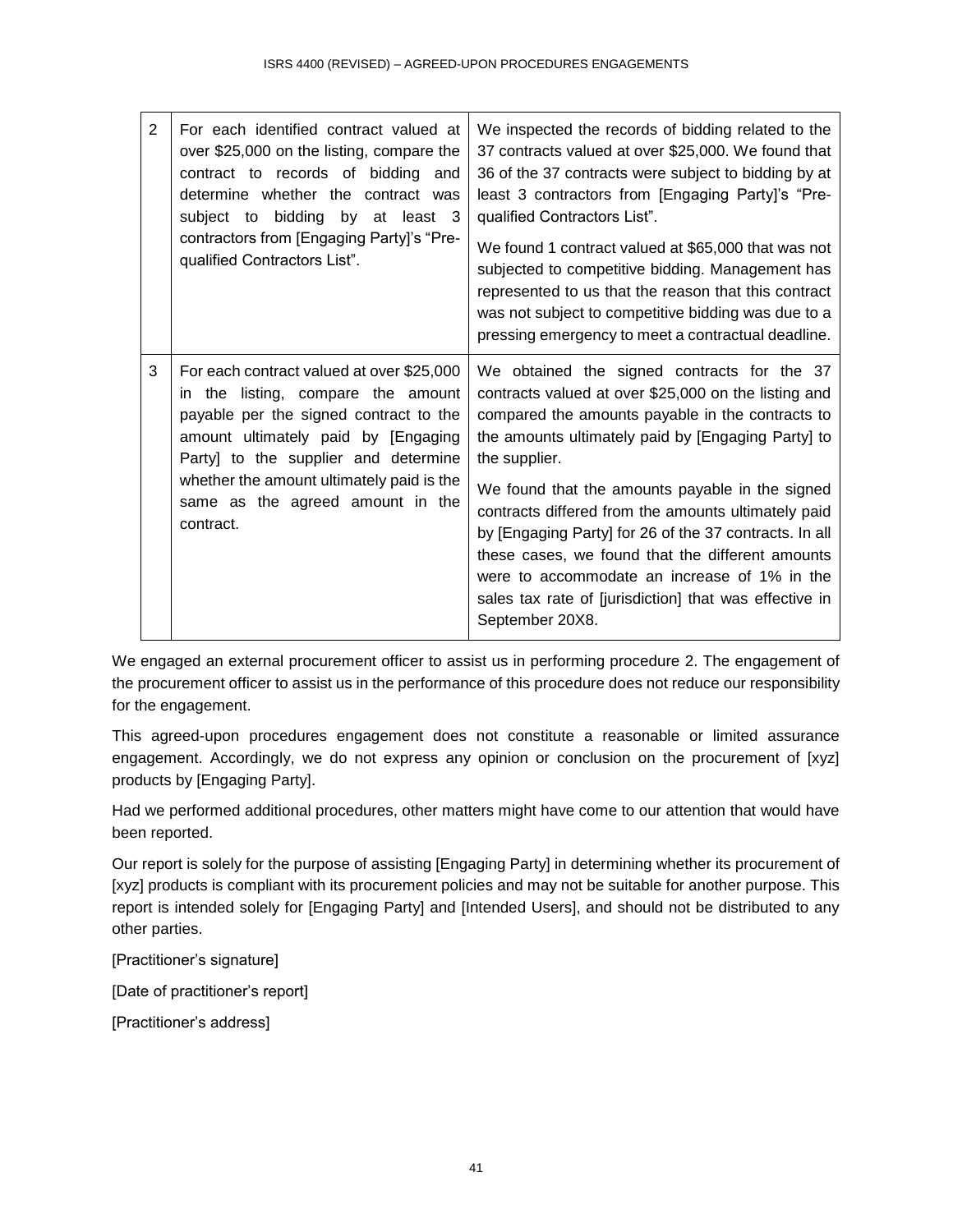| 2 | For each identified contract valued at over \$25,000 on the listing, compare the contract to records of bidding and determine whether the contract was subject to bidding by at least 3 contractors from [Engaging Party]'s "Pre-qualified Contractors List". | We inspected the records of bidding related to the 37 contracts valued at over \$25,000. We found that 36 of the 37 contracts were subject to bidding by at least 3 contractors from [Engaging Party]'s "Pre-qualified Contractors List".<br><br>We found 1 contract valued at \$65,000 that was not subjected to competitive bidding. Management has represented to us that the reason that this contract was not subject to competitive bidding was due to a pressing emergency to meet a contractual deadline. |
|---|---|---|
| 3 | For each contract valued at over \$25,000 in the listing, compare the amount payable per the signed contract to the amount ultimately paid by [Engaging Party] to the supplier and determine whether the amount ultimately paid is the same as the agreed amount in the contract. | We obtained the signed contracts for the 37 contracts valued at over \$25,000 on the listing and compared the amounts payable in the contracts to the amounts ultimately paid by [Engaging Party] to the supplier.<br><br>We found that the amounts payable in the signed contracts differed from the amounts ultimately paid by [Engaging Party] for 26 of the 37 contracts. In all these cases, we found that the different amounts were to accommodate an increase of 1% in the sales tax rate of [jurisdiction] that was effective in September 20X8. |

We engaged an external procurement officer to assist us in performing procedure 2. The engagement of the procurement officer to assist us in the performance of this procedure does not reduce our responsibility for the engagement.

This agreed-upon procedures engagement does not constitute a reasonable or limited assurance engagement. Accordingly, we do not express any opinion or conclusion on the procurement of [xyz] products by [Engaging Party].

Had we performed additional procedures, other matters might have come to our attention that would have been reported.

Our report is solely for the purpose of assisting [Engaging Party] in determining whether its procurement of [xyz] products is compliant with its procurement policies and may not be suitable for another purpose. This report is intended solely for [Engaging Party] and [Intended Users], and should not be distributed to any other parties.

[Practitioner's signature]

[Date of practitioner's report]

[Practitioner's address]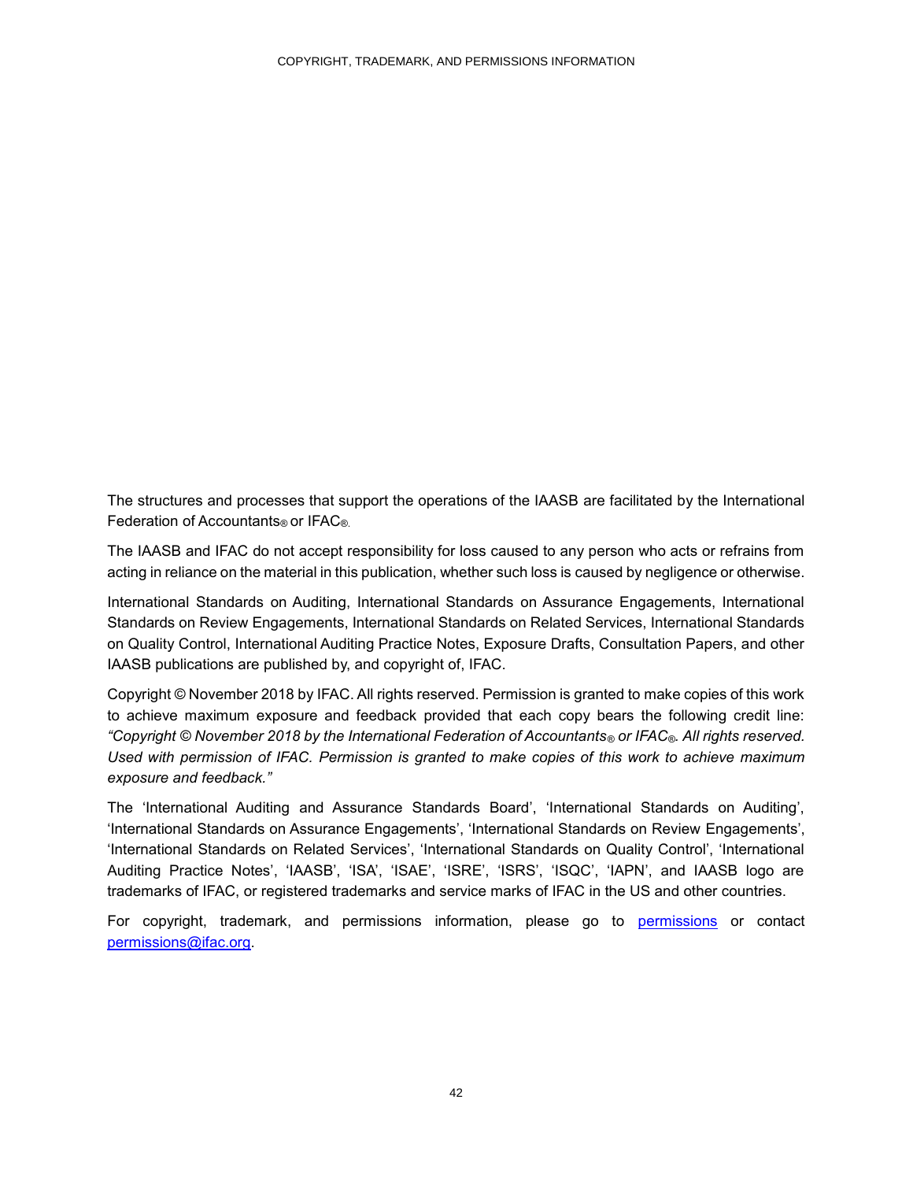The structures and processes that support the operations of the IAASB are facilitated by the International Federation of Accountants® or IFAC®.

The IAASB and IFAC do not accept responsibility for loss caused to any person who acts or refrains from acting in reliance on the material in this publication, whether such loss is caused by negligence or otherwise.

International Standards on Auditing, International Standards on Assurance Engagements, International Standards on Review Engagements, International Standards on Related Services, International Standards on Quality Control, International Auditing Practice Notes, Exposure Drafts, Consultation Papers, and other IAASB publications are published by, and copyright of, IFAC.

Copyright © November 2018 by IFAC. All rights reserved. Permission is granted to make copies of this work to achieve maximum exposure and feedback provided that each copy bears the following credit line: *"Copyright © November 2018 by the International Federation of Accountants® or IFAC®. All rights reserved. Used with permission of IFAC. Permission is granted to make copies of this work to achieve maximum exposure and feedback."*

The 'International Auditing and Assurance Standards Board', 'International Standards on Auditing', 'International Standards on Assurance Engagements', 'International Standards on Review Engagements', 'International Standards on Related Services', 'International Standards on Quality Control', 'International Auditing Practice Notes', 'IAASB', 'ISA', 'ISAE', 'ISRE', 'ISRS', 'ISQC', 'IAPN', and IAASB logo are trademarks of IFAC, or registered trademarks and service marks of IFAC in the US and other countries.

For copyright, trademark, and permissions information, please go to permissions or contact permissions@ifac.org.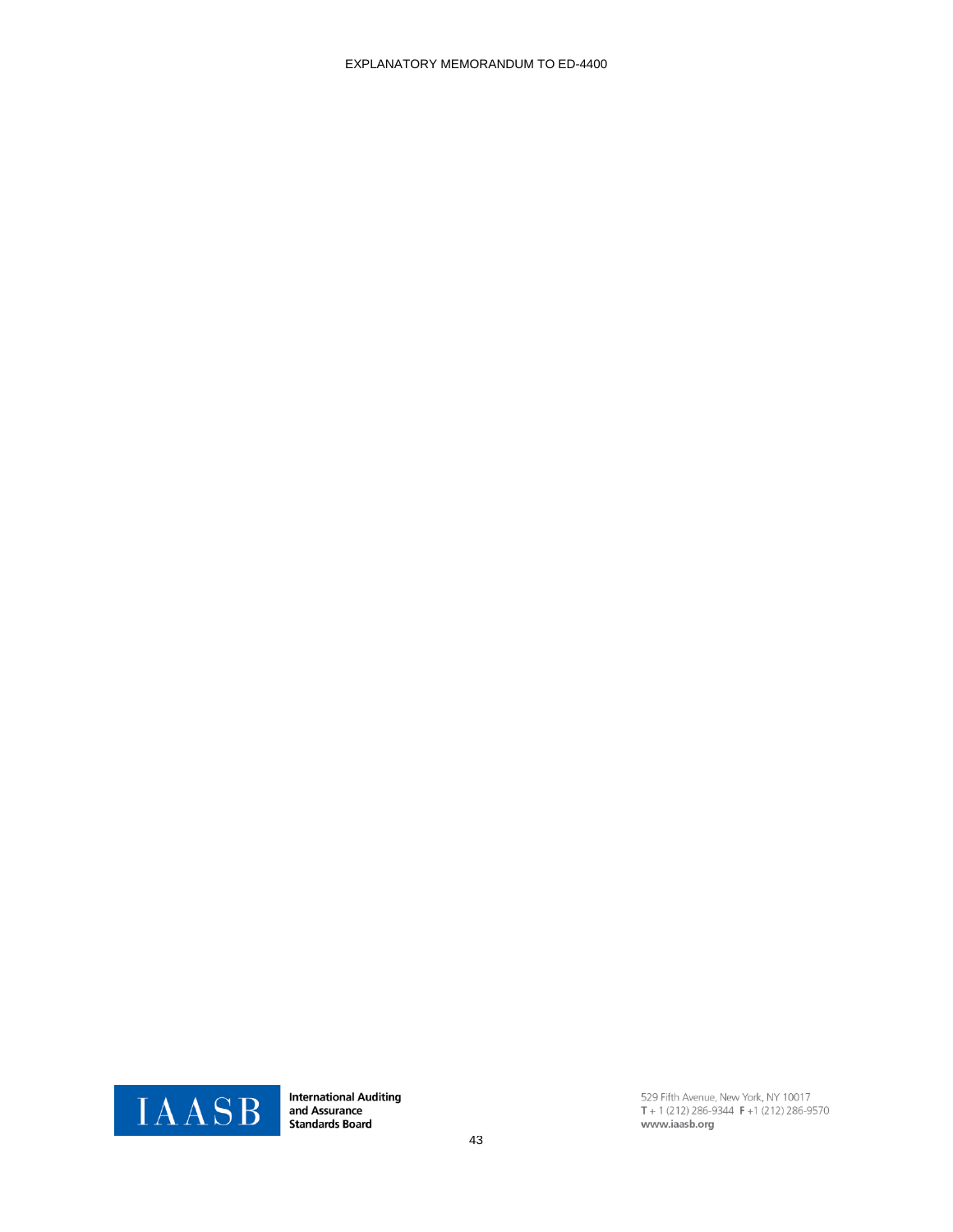IAASB

**International Auditing and Assurance Standards Board**

529 Fifth Avenue, New York, NY 10017
**T** + 1 (212) 286-9344 **F** +1 (212) 286-9570
**www.iaasb.org**